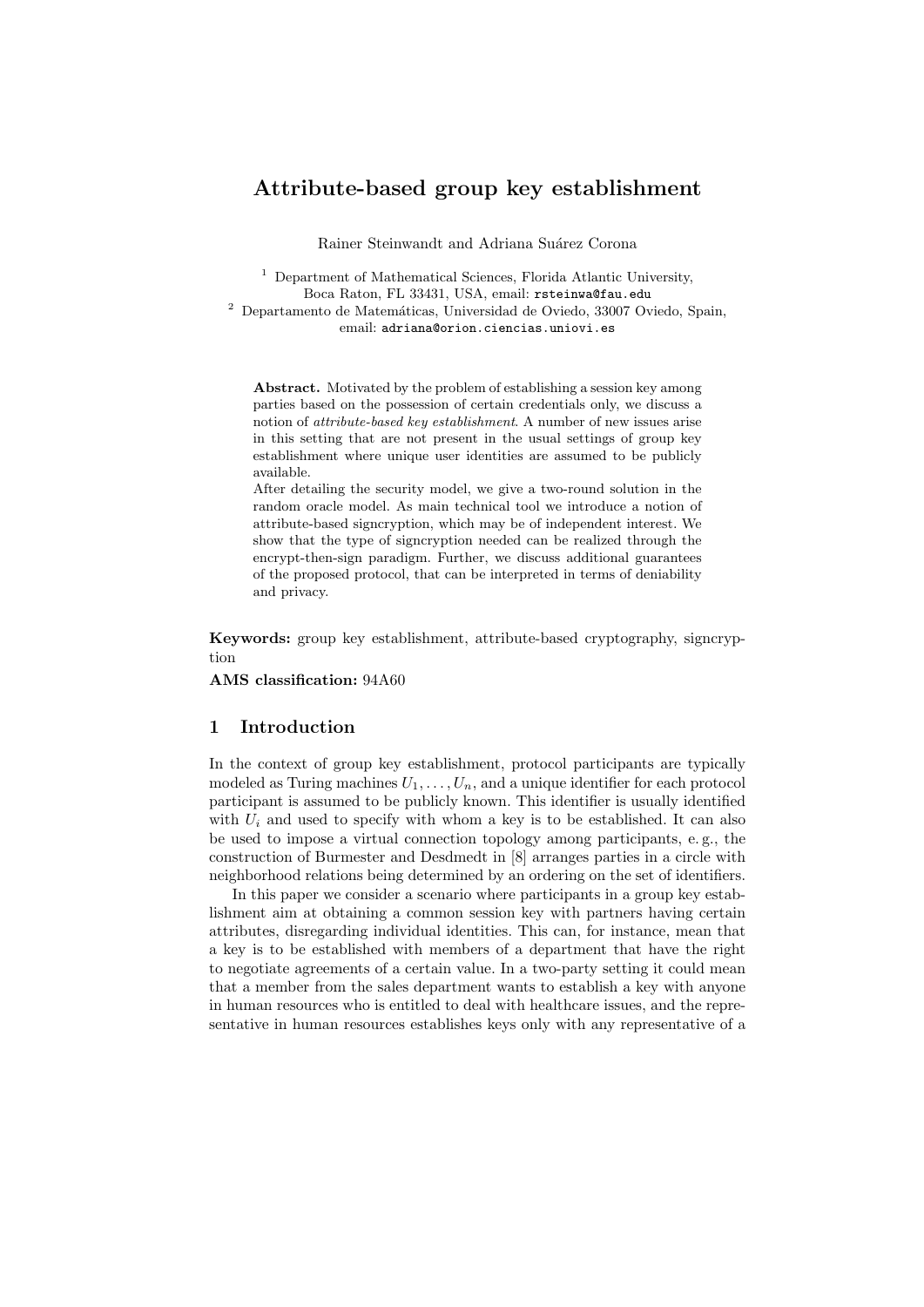# Attribute-based group key establishment

Rainer Steinwandt and Adriana Suárez Corona

[1] Department of Mathematical Sciences, Florida Atlantic University, Boca Raton, FL 33431, USA, email: rsteinwa@fau.edu
[2] Departamento de Matemáticas, Universidad de Oviedo, 33007 Oviedo, Spain, email: adriana@orion.ciencias.uniovi.es

**Abstract.** Motivated by the problem of establishing a session key among parties based on the possession of certain credentials only, we discuss a notion of *attribute-based key establishment*. A number of new issues arise in this setting that are not present in the usual settings of group key establishment where unique user identities are assumed to be publicly available.
After detailing the security model, we give a two-round solution in the random oracle model. As main technical tool we introduce a notion of attribute-based signcryption, which may be of independent interest. We show that the type of signcryption needed can be realized through the encrypt-then-sign paradigm. Further, we discuss additional guarantees of the proposed protocol, that can be interpreted in terms of deniability and privacy.

**Keywords:** group key establishment, attribute-based cryptography, signcryption

**AMS classification:** 94A60

## 1 Introduction

In the context of group key establishment, protocol participants are typically modeled as Turing machines $U_1, \dots, U_n$, and a unique identifier for each protocol participant is assumed to be publicly known. This identifier is usually identified with $U_i$ and used to specify with whom a key is to be established. It can also be used to impose a virtual connection topology among participants, e. g., the construction of Burmester and Desdmedt in [8] arranges parties in a circle with neighborhood relations being determined by an ordering on the set of identifiers.

In this paper we consider a scenario where participants in a group key establishment aim at obtaining a common session key with partners having certain attributes, disregarding individual identities. This can, for instance, mean that a key is to be established with members of a department that have the right to negotiate agreements of a certain value. In a two-party setting it could mean that a member from the sales department wants to establish a key with anyone in human resources who is entitled to deal with healthcare issues, and the representative in human resources establishes keys only with any representative of a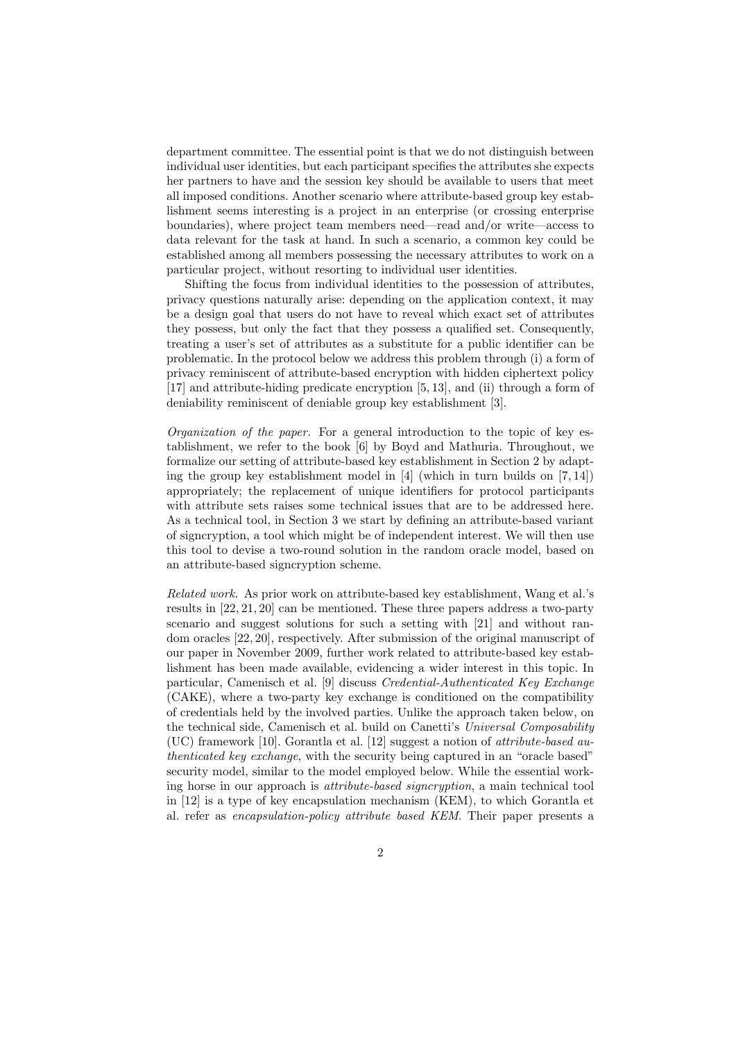department committee. The essential point is that we do not distinguish between individual user identities, but each participant specifies the attributes she expects her partners to have and the session key should be available to users that meet all imposed conditions. Another scenario where attribute-based group key establishment seems interesting is a project in an enterprise (or crossing enterprise boundaries), where project team members need—read and/or write—access to data relevant for the task at hand. In such a scenario, a common key could be established among all members possessing the necessary attributes to work on a particular project, without resorting to individual user identities.

Shifting the focus from individual identities to the possession of attributes, privacy questions naturally arise: depending on the application context, it may be a design goal that users do not have to reveal which exact set of attributes they possess, but only the fact that they possess a qualified set. Consequently, treating a user's set of attributes as a substitute for a public identifier can be problematic. In the protocol below we address this problem through (i) a form of privacy reminiscent of attribute-based encryption with hidden ciphertext policy [17] and attribute-hiding predicate encryption [5, 13], and (ii) through a form of deniability reminiscent of deniable group key establishment [3].

*Organization of the paper.* For a general introduction to the topic of key establishment, we refer to the book [6] by Boyd and Mathuria. Throughout, we formalize our setting of attribute-based key establishment in Section 2 by adapting the group key establishment model in [4] (which in turn builds on [7, 14]) appropriately; the replacement of unique identifiers for protocol participants with attribute sets raises some technical issues that are to be addressed here. As a technical tool, in Section 3 we start by defining an attribute-based variant of signcryption, a tool which might be of independent interest. We will then use this tool to devise a two-round solution in the random oracle model, based on an attribute-based signcryption scheme.

*Related work.* As prior work on attribute-based key establishment, Wang et al.'s results in [22, 21, 20] can be mentioned. These three papers address a two-party scenario and suggest solutions for such a setting with [21] and without random oracles [22, 20], respectively. After submission of the original manuscript of our paper in November 2009, further work related to attribute-based key establishment has been made available, evidencing a wider interest in this topic. In particular, Camenisch et al. [9] discuss *Credential-Authenticated Key Exchange* (CAKE), where a two-party key exchange is conditioned on the compatibility of credentials held by the involved parties. Unlike the approach taken below, on the technical side, Camenisch et al. build on Canetti's *Universal Composability* (UC) framework [10]. Gorantla et al. [12] suggest a notion of *attribute-based authenticated key exchange*, with the security being captured in an "oracle based" security model, similar to the model employed below. While the essential working horse in our approach is *attribute-based signcryption*, a main technical tool in [12] is a type of key encapsulation mechanism (KEM), to which Gorantla et al. refer as *encapsulation-policy attribute based KEM.* Their paper presents a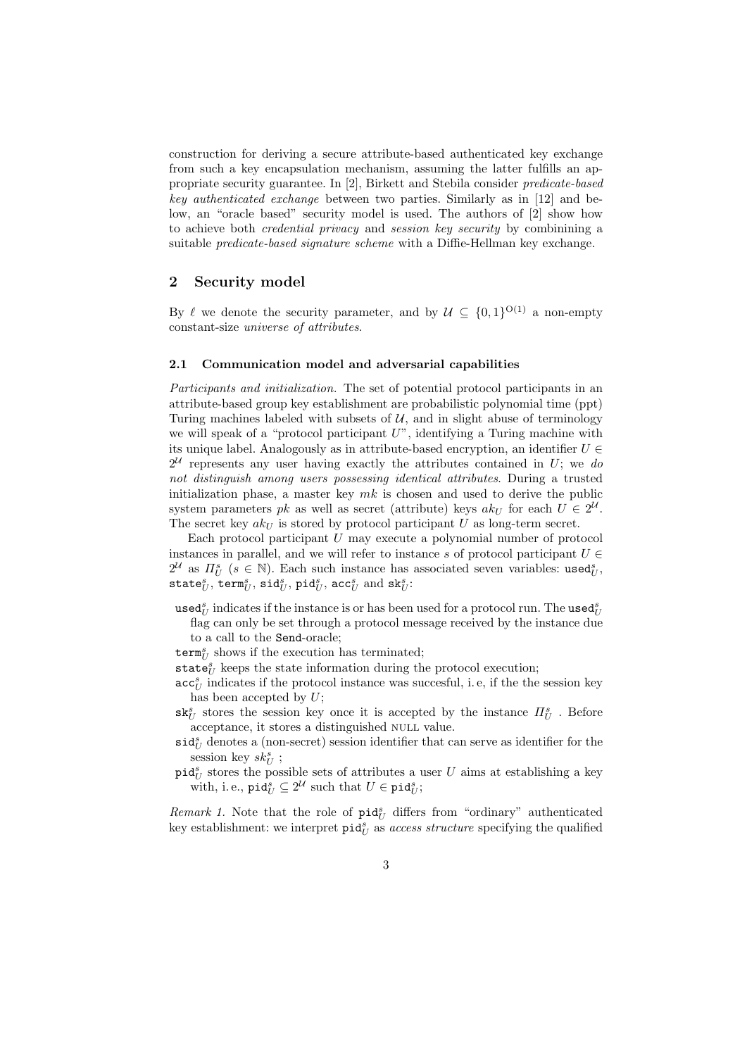construction for deriving a secure attribute-based authenticated key exchange from such a key encapsulation mechanism, assuming the latter fulfills an appropriate security guarantee. In [2], Birkett and Stebila consider *predicate-based key authenticated exchange* between two parties. Similarly as in [12] and below, an "oracle based" security model is used. The authors of [2] show how to achieve both *credential privacy* and *session key security* by combinining a suitable *predicate-based signature scheme* with a Diffie-Hellman key exchange.

## 2 Security model

By $\ell$ we denote the security parameter, and by $\mathcal{U} \subseteq \{0,1\}^{\mathrm{O}(1)}$ a non-empty constant-size *universe of attributes*.

### 2.1 Communication model and adversarial capabilities

*Participants and initialization.* The set of potential protocol participants in an attribute-based group key establishment are probabilistic polynomial time (ppt) Turing machines labeled with subsets of $\mathcal{U}$, and in slight abuse of terminology we will speak of a "protocol participant $U$", identifying a Turing machine with its unique label. Analogously as in attribute-based encryption, an identifier $U \in 2^{\mathcal{U}}$ represents any user having exactly the attributes contained in $U$; we *do not distinguish among users possessing identical attributes*. During a trusted initialization phase, a master key $mk$ is chosen and used to derive the public system parameters $pk$ as well as secret (attribute) keys $ak_U$ for each $U \in 2^{\mathcal{U}}$. The secret key $ak_U$ is stored by protocol participant $U$ as long-term secret.

Each protocol participant $U$ may execute a polynomial number of protocol instances in parallel, and we will refer to instance $s$ of protocol participant $U \in 2^{\mathcal{U}}$ as $\Pi_U^s$ ($s \in \mathbb{N}$). Each such instance has associated seven variables: $\mathtt{used}_U^s$, $\mathtt{state}_U^s$, $\mathtt{term}_U^s$, $\mathtt{sid}_U^s$, $\mathtt{pid}_U^s$, $\mathtt{acc}_U^s$ and $\mathtt{sk}_U^s$:

- $\mathtt{used}_U^s$ indicates if the instance is or has been used for a protocol run. The $\mathtt{used}_U^s$ flag can only be set through a protocol message received by the instance due to a call to the Send-oracle;
- $\mathtt{term}_U^s$ shows if the execution has terminated;
- $\mathtt{state}_U^s$ keeps the state information during the protocol execution;
- $\mathtt{acc}_U^s$ indicates if the protocol instance was succesful, i. e, if the the session key has been accepted by $U$;
- $\mathtt{sk}_U^s$ stores the session key once it is accepted by the instance $\Pi_U^s$ . Before acceptance, it stores a distinguished NULL value.
- $\mathtt{sid}_U^s$ denotes a (non-secret) session identifier that can serve as identifier for the session key $sk_U^s$ ;
- $\mathtt{pid}_U^s$ stores the possible sets of attributes a user $U$ aims at establishing a key with, i. e., $\mathtt{pid}_U^s \subseteq 2^{\mathcal{U}}$ such that $U \in \mathtt{pid}_U^s$;

*Remark 1.* Note that the role of $\mathtt{pid}_U^s$ differs from "ordinary" authenticated key establishment: we interpret $\mathtt{pid}_U^s$ as *access structure* specifying the qualified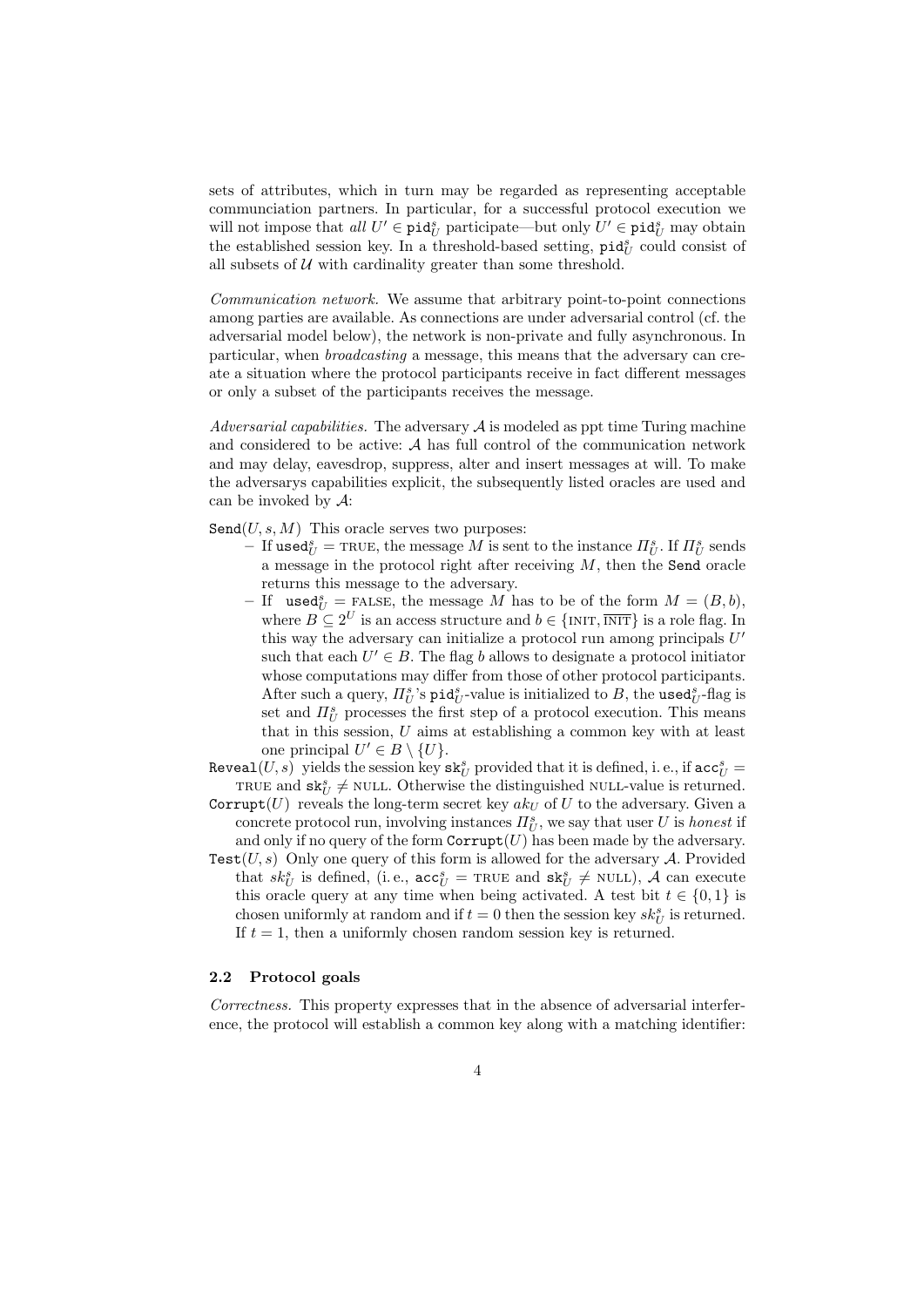sets of attributes, which in turn may be regarded as representing acceptable communciation partners. In particular, for a successful protocol execution we will not impose that *all* $U' \in \mathtt{pid}_U^s$ participate—but only $U' \in \mathtt{pid}_U^s$ may obtain the established session key. In a threshold-based setting, $\mathtt{pid}_U^s$ could consist of all subsets of $\mathcal{U}$ with cardinality greater than some threshold.

*Communication network.* We assume that arbitrary point-to-point connections among parties are available. As connections are under adversarial control (cf. the adversarial model below), the network is non-private and fully asynchronous. In particular, when *broadcasting* a message, this means that the adversary can create a situation where the protocol participants receive in fact different messages or only a subset of the participants receives the message.

*Adversarial capabilities.* The adversary $\mathcal{A}$ is modeled as ppt time Turing machine and considered to be active: $\mathcal{A}$ has full control of the communication network and may delay, eavesdrop, suppress, alter and insert messages at will. To make the adversarys capabilities explicit, the subsequently listed oracles are used and can be invoked by $\mathcal{A}$:

$\mathtt{Send}(U, s, M)$ This oracle serves two purposes:

- If $\mathtt{used}_U^s = \text{TRUE}$, the message $M$ is sent to the instance $\Pi_U^s$. If $\Pi_U^s$ sends a message in the protocol right after receiving $M$, then the $\mathtt{Send}$ oracle returns this message to the adversary.
- If $\mathtt{used}_U^s = \text{FALSE}$, the message $M$ has to be of the form $M = (B, b)$, where $B \subseteq 2^U$ is an access structure and $b \in \{\text{INIT}, \overline{\text{INIT}}\}$ is a role flag. In this way the adversary can initialize a protocol run among principals $U'$ such that each $U' \in B$. The flag $b$ allows to designate a protocol initiator whose computations may differ from those of other protocol participants. After such a query, $\Pi_U^s$'s $\mathtt{pid}_U^s$-value is initialized to $B$, the $\mathtt{used}_U^s$-flag is set and $\Pi_U^s$ processes the first step of a protocol execution. This means that in this session, $U$ aims at establishing a common key with at least one principal $U' \in B \setminus \{U\}$.

$\mathtt{Reveal}(U, s)$ yields the session key $\mathtt{sk}_U^s$ provided that it is defined, i. e., if $\mathtt{acc}_U^s = \text{TRUE}$ and $\mathtt{sk}_U^s \neq \text{NULL}$. Otherwise the distinguished NULL-value is returned.

$\mathtt{Corrupt}(U)$ reveals the long-term secret key $ak_U$ of $U$ to the adversary. Given a concrete protocol run, involving instances $\Pi_U^s$, we say that user $U$ is *honest* if and only if no query of the form $\mathtt{Corrupt}(U)$ has been made by the adversary.

$\mathtt{Test}(U, s)$ Only one query of this form is allowed for the adversary $\mathcal{A}$. Provided that $sk_U^s$ is defined, (i. e., $\mathtt{acc}_U^s = \text{TRUE}$ and $\mathtt{sk}_U^s \neq \text{NULL}$), $\mathcal{A}$ can execute this oracle query at any time when being activated. A test bit $t \in \{0, 1\}$ is chosen uniformly at random and if $t = 0$ then the session key $sk_U^s$ is returned. If $t = 1$, then a uniformly chosen random session key is returned.

### 2.2 Protocol goals

*Correctness.* This property expresses that in the absence of adversarial interference, the protocol will establish a common key along with a matching identifier: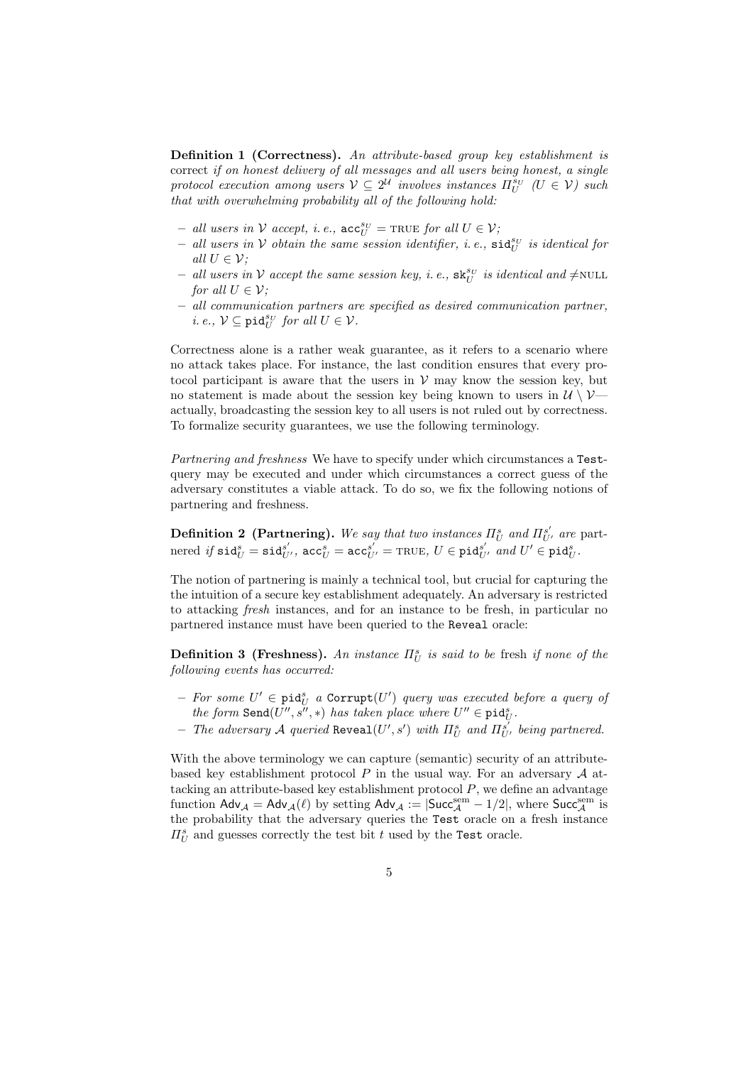**Definition 1 (Correctness).** *An attribute-based group key establishment is* correct *if on honest delivery of all messages and all users being honest, a single protocol execution among users $\mathcal{V} \subseteq 2^{\mathcal{U}}$ involves instances $\Pi_U^{s_U}$ ($U \in \mathcal{V}$) such that with overwhelming probability all of the following hold:*

- *all users in $\mathcal{V}$ accept, i. e., $\mathtt{acc}_U^{s_U} = \text{TRUE}$ for all $U \in \mathcal{V}$;*
- *all users in $\mathcal{V}$ obtain the same session identifier, i. e., $\mathtt{sid}_U^{s_U}$ is identical for all $U \in \mathcal{V}$;*
- *all users in $\mathcal{V}$ accept the same session key, i. e., $\mathtt{sk}_U^{s_U}$ is identical and $\neq$NULL for all $U \in \mathcal{V}$;*
- *all communication partners are specified as desired communication partner, i. e., $\mathcal{V} \subseteq \mathtt{pid}_U^{s_U}$ for all $U \in \mathcal{V}$.*

Correctness alone is a rather weak guarantee, as it refers to a scenario where no attack takes place. For instance, the last condition ensures that every protocol participant is aware that the users in $\mathcal{V}$ may know the session key, but no statement is made about the session key being known to users in $\mathcal{U} \setminus \mathcal{V}$—actually, broadcasting the session key to all users is not ruled out by correctness. To formalize security guarantees, we use the following terminology.

*Partnering and freshness* We have to specify under which circumstances a `Test`-query may be executed and under which circumstances a correct guess of the adversary constitutes a viable attack. To do so, we fix the following notions of partnering and freshness.

**Definition 2 (Partnering).** *We say that two instances $\Pi_U^s$ and $\Pi_{U'}^{s'}$ are* partnered *if $\mathtt{sid}_U^s = \mathtt{sid}_{U'}^{s'}$, $\mathtt{acc}_U^s = \mathtt{acc}_{U'}^{s'} = \text{TRUE}$, $U \in \mathtt{pid}_{U'}^{s'}$ and $U' \in \mathtt{pid}_U^s$.*

The notion of partnering is mainly a technical tool, but crucial for capturing the the intuition of a secure key establishment adequately. An adversary is restricted to attacking *fresh* instances, and for an instance to be fresh, in particular no partnered instance must have been queried to the `Reveal` oracle:

**Definition 3 (Freshness).** *An instance $\Pi_U^s$ is said to be* fresh *if none of the following events has occurred:*

- *For some $U' \in \mathtt{pid}_U^s$ a $\mathtt{Corrupt}(U')$ query was executed before a query of the form $\mathtt{Send}(U'', s'', *)$ has taken place where $U'' \in \mathtt{pid}_U^s$.*
- *The adversary $\mathcal{A}$ queried $\mathtt{Reveal}(U', s')$ with $\Pi_U^s$ and $\Pi_{U'}^{s'}$ being partnered.*

With the above terminology we can capture (semantic) security of an attribute-based key establishment protocol $P$ in the usual way. For an adversary $\mathcal{A}$ attacking an attribute-based key establishment protocol $P$, we define an advantage function $\mathsf{Adv}_{\mathcal{A}} = \mathsf{Adv}_{\mathcal{A}}(\ell)$ by setting $\mathsf{Adv}_{\mathcal{A}} := |\mathsf{Succ}_{\mathcal{A}}^{\text{sem}} - 1/2|$, where $\mathsf{Succ}_{\mathcal{A}}^{\text{sem}}$ is the probability that the adversary queries the `Test` oracle on a fresh instance $\Pi_U^s$ and guesses correctly the test bit $t$ used by the `Test` oracle.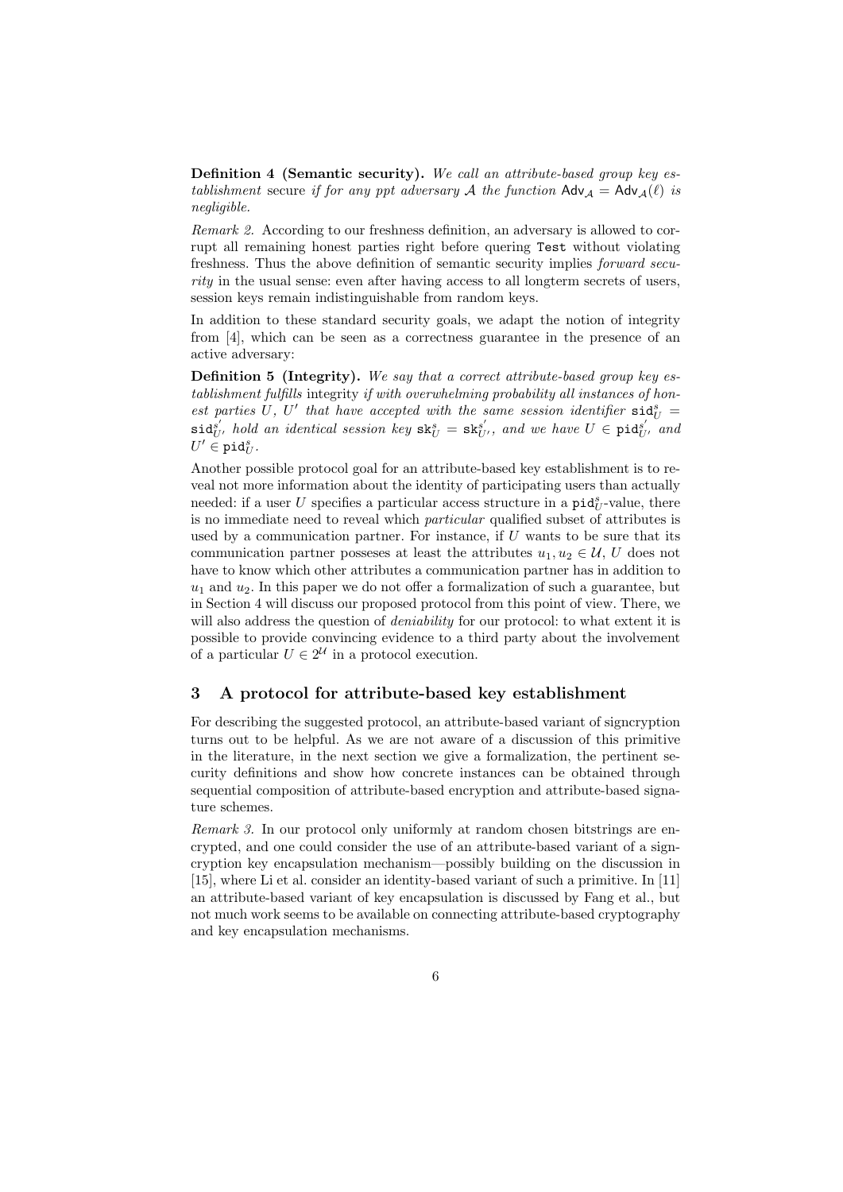**Definition 4 (Semantic security).** *We call an attribute-based group key establishment* secure *if for any ppt adversary $\mathcal{A}$ the function $\mathsf{Adv}_{\mathcal{A}} = \mathsf{Adv}_{\mathcal{A}}(\ell)$ is negligible.*

*Remark 2.* According to our freshness definition, an adversary is allowed to corrupt all remaining honest parties right before quering `Test` without violating freshness. Thus the above definition of semantic security implies *forward security* in the usual sense: even after having access to all longterm secrets of users, session keys remain indistinguishable from random keys.

In addition to these standard security goals, we adapt the notion of integrity from [4], which can be seen as a correctness guarantee in the presence of an active adversary:

**Definition 5 (Integrity).** *We say that a correct attribute-based group key establishment fulfills* integrity *if with overwhelming probability all instances of honest parties $U$, $U'$ that have accepted with the same session identifier $\mathtt{sid}_U^s = \mathtt{sid}_{U'}^{s'}$ hold an identical session key $\mathtt{sk}_U^s = \mathtt{sk}_{U'}^{s'}$, and we have $U \in \mathtt{pid}_{U'}^{s'}$ and $U' \in \mathtt{pid}_U^s$.*

Another possible protocol goal for an attribute-based key establishment is to reveal not more information about the identity of participating users than actually needed: if a user $U$ specifies a particular access structure in a $\mathtt{pid}_U^s$-value, there is no immediate need to reveal which *particular* qualified subset of attributes is used by a communication partner. For instance, if $U$ wants to be sure that its communication partner posseses at least the attributes $u_1, u_2 \in \mathcal{U}$, $U$ does not have to know which other attributes a communication partner has in addition to $u_1$ and $u_2$. In this paper we do not offer a formalization of such a guarantee, but in Section 4 will discuss our proposed protocol from this point of view. There, we will also address the question of *deniability* for our protocol: to what extent it is possible to provide convincing evidence to a third party about the involvement of a particular $U \in 2^{\mathcal{U}}$ in a protocol execution.

## 3 A protocol for attribute-based key establishment

For describing the suggested protocol, an attribute-based variant of signcryption turns out to be helpful. As we are not aware of a discussion of this primitive in the literature, in the next section we give a formalization, the pertinent security definitions and show how concrete instances can be obtained through sequential composition of attribute-based encryption and attribute-based signature schemes.

*Remark 3.* In our protocol only uniformly at random chosen bitstrings are encrypted, and one could consider the use of an attribute-based variant of a signcryption key encapsulation mechanism—possibly building on the discussion in [15], where Li et al. consider an identity-based variant of such a primitive. In [11] an attribute-based variant of key encapsulation is discussed by Fang et al., but not much work seems to be available on connecting attribute-based cryptography and key encapsulation mechanisms.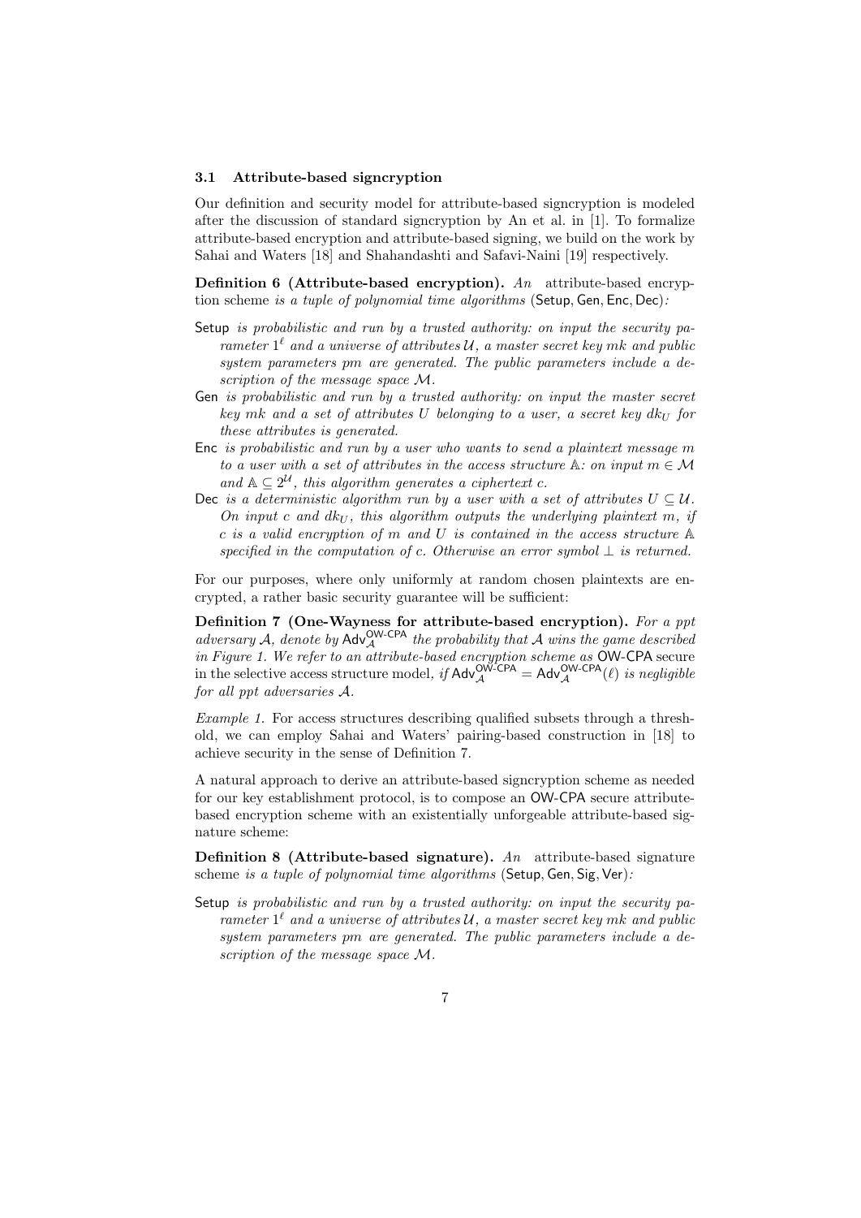### 3.1 Attribute-based signcryption

Our definition and security model for attribute-based signcryption is modeled after the discussion of standard signcryption by An et al. in [1]. To formalize attribute-based encryption and attribute-based signing, we build on the work by Sahai and Waters [18] and Shahandashti and Safavi-Naini [19] respectively.

**Definition 6 (Attribute-based encryption).** *An* attribute-based encryption scheme *is a tuple of polynomial time algorithms* (Setup, Gen, Enc, Dec)*:*

Setup *is probabilistic and run by a trusted authority: on input the security parameter $1^\ell$ and a universe of attributes $\mathcal{U}$, a master secret key $mk$ and public system parameters $pm$ are generated. The public parameters include a description of the message space $\mathcal{M}$.*

Gen *is probabilistic and run by a trusted authority: on input the master secret key $mk$ and a set of attributes $U$ belonging to a user, a secret key $dk_U$ for these attributes is generated.*

Enc *is probabilistic and run by a user who wants to send a plaintext message $m$ to a user with a set of attributes in the access structure $\mathbb{A}$: on input $m \in \mathcal{M}$ and $\mathbb{A} \subseteq 2^{\mathcal{U}}$, this algorithm generates a ciphertext $c$.*

Dec *is a deterministic algorithm run by a user with a set of attributes $U \subseteq \mathcal{U}$. On input $c$ and $dk_U$, this algorithm outputs the underlying plaintext $m$, if $c$ is a valid encryption of $m$ and $U$ is contained in the access structure $\mathbb{A}$ specified in the computation of $c$. Otherwise an error symbol $\perp$ is returned.*

For our purposes, where only uniformly at random chosen plaintexts are encrypted, a rather basic security guarantee will be sufficient:

**Definition 7 (One-Wayness for attribute-based encryption).** *For a ppt adversary $\mathcal{A}$, denote by $\mathsf{Adv}_{\mathcal{A}}^{\mathsf{OW\text{-}CPA}}$ the probability that $\mathcal{A}$ wins the game described in Figure 1. We refer to an attribute-based encryption scheme as* OW-CPA secure in the selective access structure model*, if $\mathsf{Adv}_{\mathcal{A}}^{\mathsf{OW\text{-}CPA}} = \mathsf{Adv}_{\mathcal{A}}^{\mathsf{OW\text{-}CPA}}(\ell)$ is negligible for all ppt adversaries $\mathcal{A}$.*

*Example 1.* For access structures describing qualified subsets through a threshold, we can employ Sahai and Waters' pairing-based construction in [18] to achieve security in the sense of Definition 7.

A natural approach to derive an attribute-based signcryption scheme as needed for our key establishment protocol, is to compose an OW-CPA secure attribute-based encryption scheme with an existentially unforgeable attribute-based signature scheme:

**Definition 8 (Attribute-based signature).** *An* attribute-based signature scheme *is a tuple of polynomial time algorithms* (Setup, Gen, Sig, Ver)*:*

Setup *is probabilistic and run by a trusted authority: on input the security parameter $1^\ell$ and a universe of attributes $\mathcal{U}$, a master secret key $mk$ and public system parameters $pm$ are generated. The public parameters include a description of the message space $\mathcal{M}$.*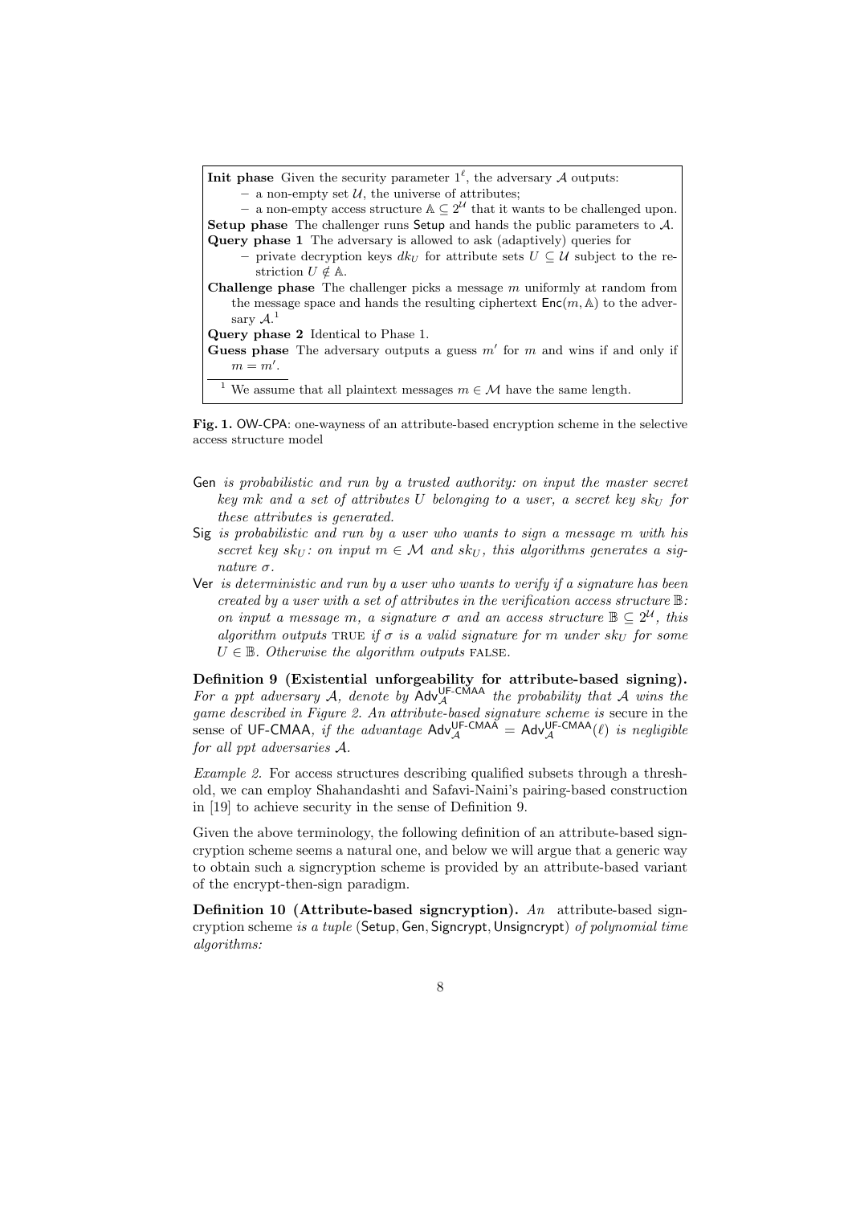**Init phase** Given the security parameter $1^\ell$, the adversary $\mathcal{A}$ outputs:

- a non-empty set $\mathcal{U}$, the universe of attributes;
- a non-empty access structure $\mathbb{A} \subseteq 2^{\mathcal{U}}$ that it wants to be challenged upon.

**Setup phase** The challenger runs Setup and hands the public parameters to $\mathcal{A}$.

**Query phase 1** The adversary is allowed to ask (adaptively) queries for

- private decryption keys $dk_U$ for attribute sets $U \subseteq \mathcal{U}$ subject to the restriction $U \notin \mathbb{A}$.

**Challenge phase** The challenger picks a message $m$ uniformly at random from the message space and hands the resulting ciphertext $\mathsf{Enc}(m, \mathbb{A})$ to the adversary $\mathcal{A}$.[1]

**Query phase 2** Identical to Phase 1.

**Guess phase** The adversary outputs a guess $m'$ for $m$ and wins if and only if $m = m'$.

[1] We assume that all plaintext messages $m \in \mathcal{M}$ have the same length.

**Fig. 1.** OW-CPA: one-wayness of an attribute-based encryption scheme in the selective access structure model

- Gen *is probabilistic and run by a trusted authority: on input the master secret key $mk$ and a set of attributes $U$ belonging to a user, a secret key $sk_U$ for these attributes is generated.*
- Sig *is probabilistic and run by a user who wants to sign a message $m$ with his secret key $sk_U$: on input $m \in \mathcal{M}$ and $sk_U$, this algorithms generates a signature $\sigma$.*
- Ver *is deterministic and run by a user who wants to verify if a signature has been created by a user with a set of attributes in the verification access structure $\mathbb{B}$: on input a message $m$, a signature $\sigma$ and an access structure $\mathbb{B} \subseteq 2^{\mathcal{U}}$, this algorithm outputs* TRUE *if $\sigma$ is a valid signature for $m$ under $sk_U$ for some $U \in \mathbb{B}$. Otherwise the algorithm outputs* FALSE.

**Definition 9 (Existential unforgeability for attribute-based signing).** *For a ppt adversary $\mathcal{A}$, denote by $\mathsf{Adv}_{\mathcal{A}}^{\mathsf{UF\text{-}CMAA}}$ the probability that $\mathcal{A}$ wins the game described in Figure 2. An attribute-based signature scheme is* secure in the sense of UF-CMAA, *if the advantage $\mathsf{Adv}_{\mathcal{A}}^{\mathsf{UF\text{-}CMAA}} = \mathsf{Adv}_{\mathcal{A}}^{\mathsf{UF\text{-}CMAA}}(\ell)$ is negligible for all ppt adversaries $\mathcal{A}$.*

*Example 2.* For access structures describing qualified subsets through a threshold, we can employ Shahandashti and Safavi-Naini's pairing-based construction in [19] to achieve security in the sense of Definition 9.

Given the above terminology, the following definition of an attribute-based signcryption scheme seems a natural one, and below we will argue that a generic way to obtain such a signcryption scheme is provided by an attribute-based variant of the encrypt-then-sign paradigm.

**Definition 10 (Attribute-based signcryption).** *An* attribute-based signcryption scheme *is a tuple* (Setup, Gen, Signcrypt, Unsigncrypt) *of polynomial time algorithms:*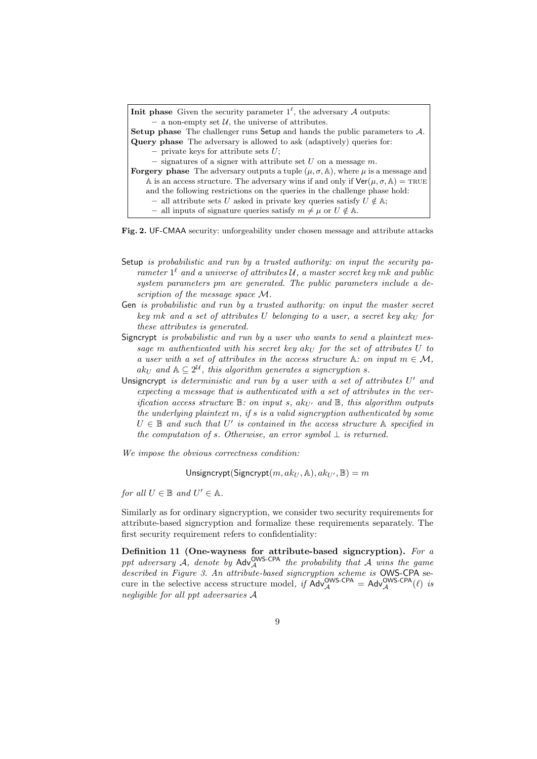**Init phase** Given the security parameter $1^\ell$, the adversary $\mathcal{A}$ outputs:
- a non-empty set $\mathcal{U}$, the universe of attributes.

**Setup phase** The challenger runs Setup and hands the public parameters to $\mathcal{A}$.

**Query phase** The adversary is allowed to ask (adaptively) queries for:
- private keys for attribute sets $U$;
- signatures of a signer with attribute set $U$ on a message $m$.

**Forgery phase** The adversary outputs a tuple $(\mu, \sigma, \mathbb{A})$, where $\mu$ is a message and $\mathbb{A}$ is an access structure. The adversary wins if and only if $\mathsf{Ver}(\mu, \sigma, \mathbb{A}) = \textsc{true}$ and the following restrictions on the queries in the challenge phase hold:
- all attribute sets $U$ asked in private key queries satisfy $U \notin \mathbb{A}$;
- all inputs of signature queries satisfy $m \neq \mu$ or $U \notin \mathbb{A}$.

**Fig. 2.** UF-CMAA security: unforgeability under chosen message and attribute attacks

Setup *is probabilistic and run by a trusted authority: on input the security parameter $1^\ell$ and a universe of attributes $\mathcal{U}$, a master secret key $mk$ and public system parameters $pm$ are generated. The public parameters include a description of the message space $\mathcal{M}$.*

Gen *is probabilistic and run by a trusted authority: on input the master secret key $mk$ and a set of attributes $U$ belonging to a user, a secret key $ak_U$ for these attributes is generated.*

Signcrypt *is probabilistic and run by a user who wants to send a plaintext message $m$ authenticated with his secret key $ak_U$ for the set of attributes $U$ to a user with a set of attributes in the access structure $\mathbb{A}$: on input $m \in \mathcal{M}$, $ak_U$ and $\mathbb{A} \subseteq 2^{\mathcal{U}}$, this algorithm generates a signcryption $s$.*

Unsigncrypt *is deterministic and run by a user with a set of attributes $U'$ and expecting a message that is authenticated with a set of attributes in the verification access structure $\mathbb{B}$: on input $s$, $ak_{U'}$ and $\mathbb{B}$, this algorithm outputs the underlying plaintext $m$, if $s$ is a valid signcryption authenticated by some $U \in \mathbb{B}$ and such that $U'$ is contained in the access structure $\mathbb{A}$ specified in the computation of $s$. Otherwise, an error symbol $\perp$ is returned.*

*We impose the obvious correctness condition:*

$$\mathsf{Unsigncrypt}(\mathsf{Signcrypt}(m, ak_U, \mathbb{A}), ak_{U'}, \mathbb{B}) = m$$

*for all $U \in \mathbb{B}$ and $U' \in \mathbb{A}$.*

Similarly as for ordinary signcryption, we consider two security requirements for attribute-based signcryption and formalize these requirements separately. The first security requirement refers to confidentiality:

**Definition 11 (One-wayness for attribute-based signcryption).** *For a ppt adversary $\mathcal{A}$, denote by $\mathsf{Adv}_{\mathcal{A}}^{\mathsf{OWS\text{-}CPA}}$ the probability that $\mathcal{A}$ wins the game described in Figure 3. An attribute-based signcryption scheme is* OWS-CPA *secure in the selective access structure model, if $\mathsf{Adv}_{\mathcal{A}}^{\mathsf{OWS\text{-}CPA}} = \mathsf{Adv}_{\mathcal{A}}^{\mathsf{OWS\text{-}CPA}}(\ell)$ is negligible for all ppt adversaries $\mathcal{A}$*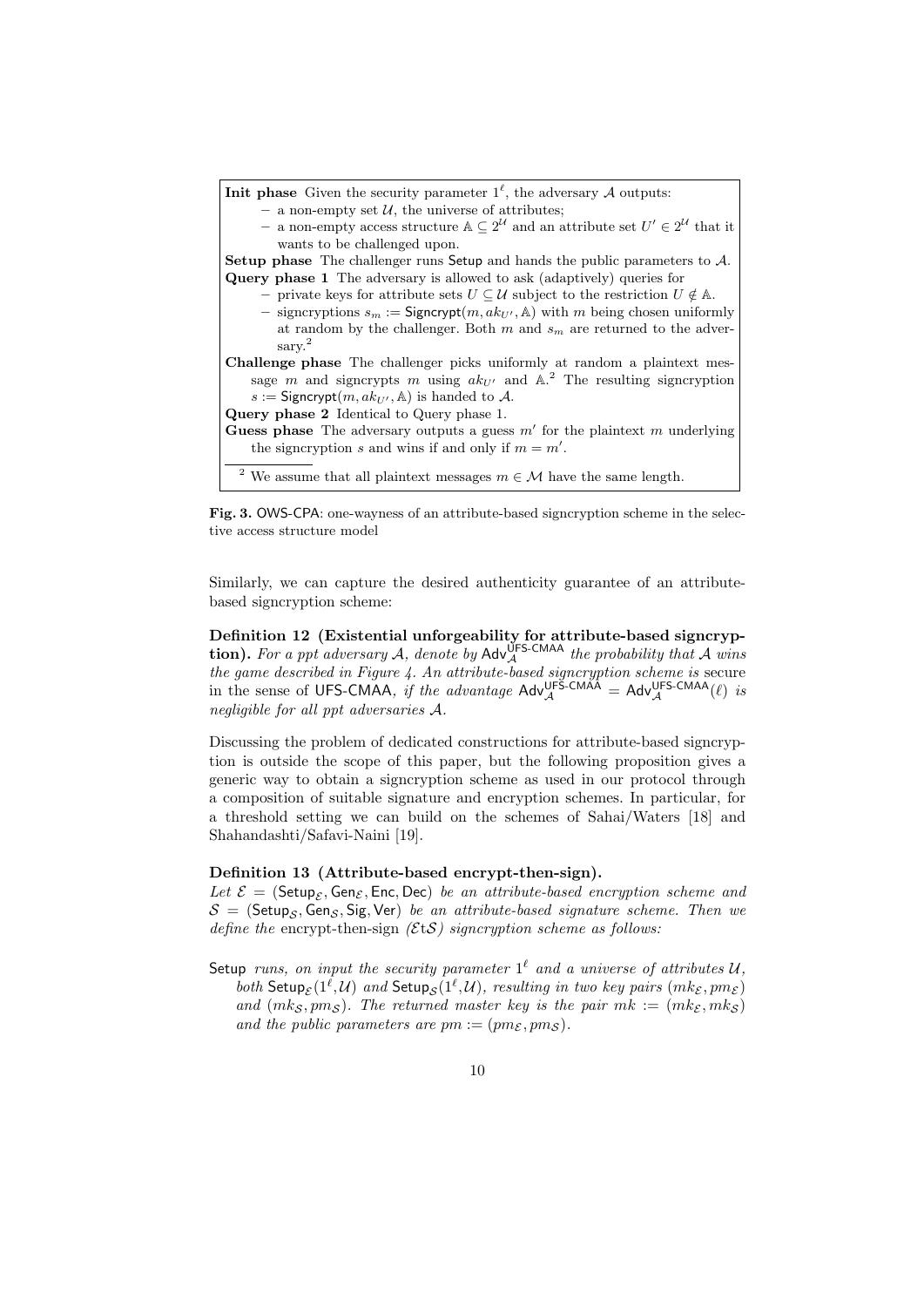**Init phase** Given the security parameter $1^\ell$, the adversary $\mathcal{A}$ outputs:

- a non-empty set $\mathcal{U}$, the universe of attributes;
- a non-empty access structure $\mathbb{A} \subseteq 2^{\mathcal{U}}$ and an attribute set $U' \in 2^{\mathcal{U}}$ that it wants to be challenged upon.

**Setup phase** The challenger runs $\mathsf{Setup}$ and hands the public parameters to $\mathcal{A}$.

**Query phase 1** The adversary is allowed to ask (adaptively) queries for

- private keys for attribute sets $U \subseteq \mathcal{U}$ subject to the restriction $U \notin \mathbb{A}$.
- signcryptions $s_m := \mathsf{Signcrypt}(m, ak_{U'}, \mathbb{A})$ with $m$ being chosen uniformly at random by the challenger. Both $m$ and $s_m$ are returned to the adversary.[2]

**Challenge phase** The challenger picks uniformly at random a plaintext message $m$ and signcrypts $m$ using $ak_{U'}$ and $\mathbb{A}$.[2] The resulting signcryption $s := \mathsf{Signcrypt}(m, ak_{U'}, \mathbb{A})$ is handed to $\mathcal{A}$.

**Query phase 2** Identical to Query phase 1.

**Guess phase** The adversary outputs a guess $m'$ for the plaintext $m$ underlying the signcryption $s$ and wins if and only if $m = m'$.

[2] We assume that all plaintext messages $m \in \mathcal{M}$ have the same length.

**Fig. 3.** OWS-CPA: one-wayness of an attribute-based signcryption scheme in the selective access structure model

Similarly, we can capture the desired authenticity guarantee of an attribute-based signcryption scheme:

**Definition 12 (Existential unforgeability for attribute-based signcryption).** *For a ppt adversary $\mathcal{A}$, denote by $\mathsf{Adv}_{\mathcal{A}}^{\mathsf{UFS\text{-}CMAA}}$ the probability that $\mathcal{A}$ wins the game described in Figure 4. An attribute-based signcryption scheme is* secure in the sense of UFS-CMAA, *if the advantage $\mathsf{Adv}_{\mathcal{A}}^{\mathsf{UFS\text{-}CMAA}} = \mathsf{Adv}_{\mathcal{A}}^{\mathsf{UFS\text{-}CMAA}}(\ell)$ is negligible for all ppt adversaries $\mathcal{A}$.*

Discussing the problem of dedicated constructions for attribute-based signcryption is outside the scope of this paper, but the following proposition gives a generic way to obtain a signcryption scheme as used in our protocol through a composition of suitable signature and encryption schemes. In particular, for a threshold setting we can build on the schemes of Sahai/Waters [18] and Shahandashti/Safavi-Naini [19].

**Definition 13 (Attribute-based encrypt-then-sign).**
*Let $\mathcal{E} = (\mathsf{Setup}_{\mathcal{E}}, \mathsf{Gen}_{\mathcal{E}}, \mathsf{Enc}, \mathsf{Dec})$ be an attribute-based encryption scheme and $\mathcal{S} = (\mathsf{Setup}_{\mathcal{S}}, \mathsf{Gen}_{\mathcal{S}}, \mathsf{Sig}, \mathsf{Ver})$ be an attribute-based signature scheme. Then we define the* encrypt-then-sign *($\mathcal{E}$t$\mathcal{S}$) signcryption scheme as follows:*

$\mathsf{Setup}$ *runs, on input the security parameter $1^\ell$ and a universe of attributes $\mathcal{U}$, both $\mathsf{Setup}_{\mathcal{E}}(1^\ell, \mathcal{U})$ and $\mathsf{Setup}_{\mathcal{S}}(1^\ell, \mathcal{U})$, resulting in two key pairs $(mk_{\mathcal{E}}, pm_{\mathcal{E}})$ and $(mk_{\mathcal{S}}, pm_{\mathcal{S}})$. The returned master key is the pair $mk := (mk_{\mathcal{E}}, mk_{\mathcal{S}})$ and the public parameters are $pm := (pm_{\mathcal{E}}, pm_{\mathcal{S}})$.*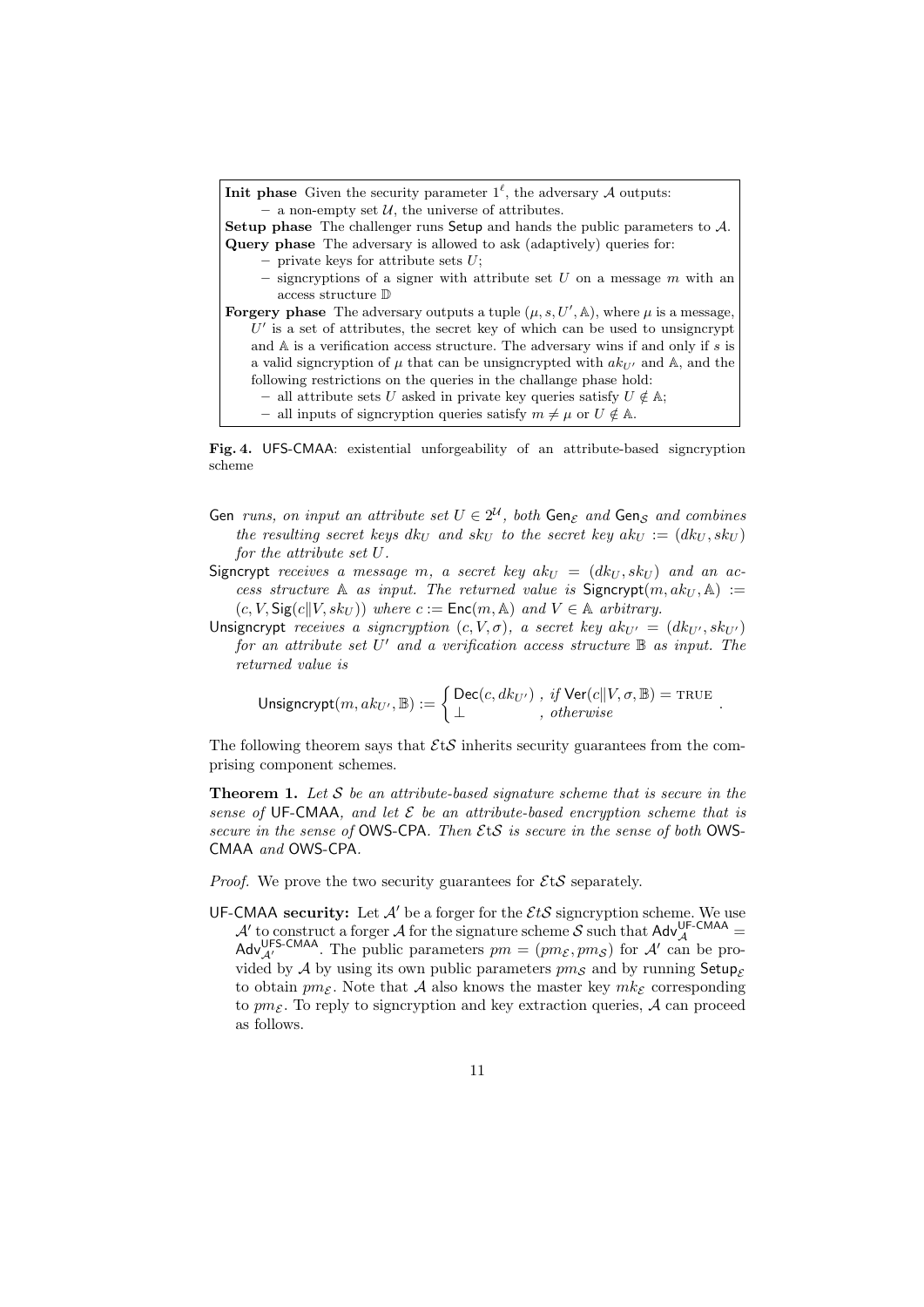**Init phase** Given the security parameter $1^\ell$, the adversary $\mathcal{A}$ outputs:

- a non-empty set $\mathcal{U}$, the universe of attributes.

**Setup phase** The challenger runs Setup and hands the public parameters to $\mathcal{A}$.

**Query phase** The adversary is allowed to ask (adaptively) queries for:

- private keys for attribute sets $U$;
- signcryptions of a signer with attribute set $U$ on a message $m$ with an access structure $\mathbb{D}$

**Forgery phase** The adversary outputs a tuple $(\mu, s, U', \mathbb{A})$, where $\mu$ is a message, $U'$ is a set of attributes, the secret key of which can be used to unsigncrypt and $\mathbb{A}$ is a verification access structure. The adversary wins if and only if $s$ is a valid signcryption of $\mu$ that can be unsigncrypted with $ak_{U'}$ and $\mathbb{A}$, and the following restrictions on the queries in the challange phase hold:

- all attribute sets $U$ asked in private key queries satisfy $U \notin \mathbb{A}$;
- all inputs of signcryption queries satisfy $m \neq \mu$ or $U \notin \mathbb{A}$.

**Fig. 4.** UFS-CMAA: existential unforgeability of an attribute-based signcryption scheme

Gen *runs, on input an attribute set* $U \in 2^{\mathcal{U}}$*, both* $\mathsf{Gen}_{\mathcal{E}}$ *and* $\mathsf{Gen}_{\mathcal{S}}$ *and combines the resulting secret keys* $dk_U$ *and* $sk_U$ *to the secret key* $ak_U := (dk_U, sk_U)$ *for the attribute set* $U$*.*

Signcrypt *receives a message* $m$*, a secret key* $ak_U = (dk_U, sk_U)$ *and an access structure* $\mathbb{A}$ *as input. The returned value is* $\mathsf{Signcrypt}(m, ak_U, \mathbb{A}) := (c, V, \mathsf{Sig}(c\|V, sk_U))$ *where* $c := \mathsf{Enc}(m, \mathbb{A})$ *and* $V \in \mathbb{A}$ *arbitrary.*

Unsigncrypt *receives a signcryption* $(c, V, \sigma)$*, a secret key* $ak_{U'} = (dk_{U'}, sk_{U'})$ *for an attribute set* $U'$ *and a verification access structure* $\mathbb{B}$ *as input. The returned value is*

$$\mathsf{Unsigncrypt}(m, ak_{U'}, \mathbb{B}) := \begin{cases} \mathsf{Dec}(c, dk_{U'}) \ , & \text{if } \mathsf{Ver}(c\|V, \sigma, \mathbb{B}) = \text{TRUE} \\ \bot & , \text{otherwise} \end{cases} .$$

The following theorem says that $\mathcal{E}\mathrm{t}\mathcal{S}$ inherits security guarantees from the comprising component schemes.

**Theorem 1.** *Let* $\mathcal{S}$ *be an attribute-based signature scheme that is secure in the sense of* UF-CMAA*, and let* $\mathcal{E}$ *be an attribute-based encryption scheme that is secure in the sense of* OWS-CPA*. Then* $\mathcal{E}\mathrm{t}\mathcal{S}$ *is secure in the sense of both* OWS-CMAA *and* OWS-CPA*.*

*Proof.* We prove the two security guarantees for $\mathcal{E}\mathrm{t}\mathcal{S}$ separately.

UF-CMAA **security:** Let $\mathcal{A}'$ be a forger for the $\mathcal{E}t\mathcal{S}$ signcryption scheme. We use $\mathcal{A}'$ to construct a forger $\mathcal{A}$ for the signature scheme $\mathcal{S}$ such that $\mathsf{Adv}^{\mathsf{UF\text{-}CMAA}}_{\mathcal{A}} = \mathsf{Adv}^{\mathsf{UFS\text{-}CMAA}}_{\mathcal{A}'}$. The public parameters $pm = (pm_{\mathcal{E}}, pm_{\mathcal{S}})$ for $\mathcal{A}'$ can be provided by $\mathcal{A}$ by using its own public parameters $pm_{\mathcal{S}}$ and by running $\mathsf{Setup}_{\mathcal{E}}$ to obtain $pm_{\mathcal{E}}$. Note that $\mathcal{A}$ also knows the master key $mk_{\mathcal{E}}$ corresponding to $pm_{\mathcal{E}}$. To reply to signcryption and key extraction queries, $\mathcal{A}$ can proceed as follows.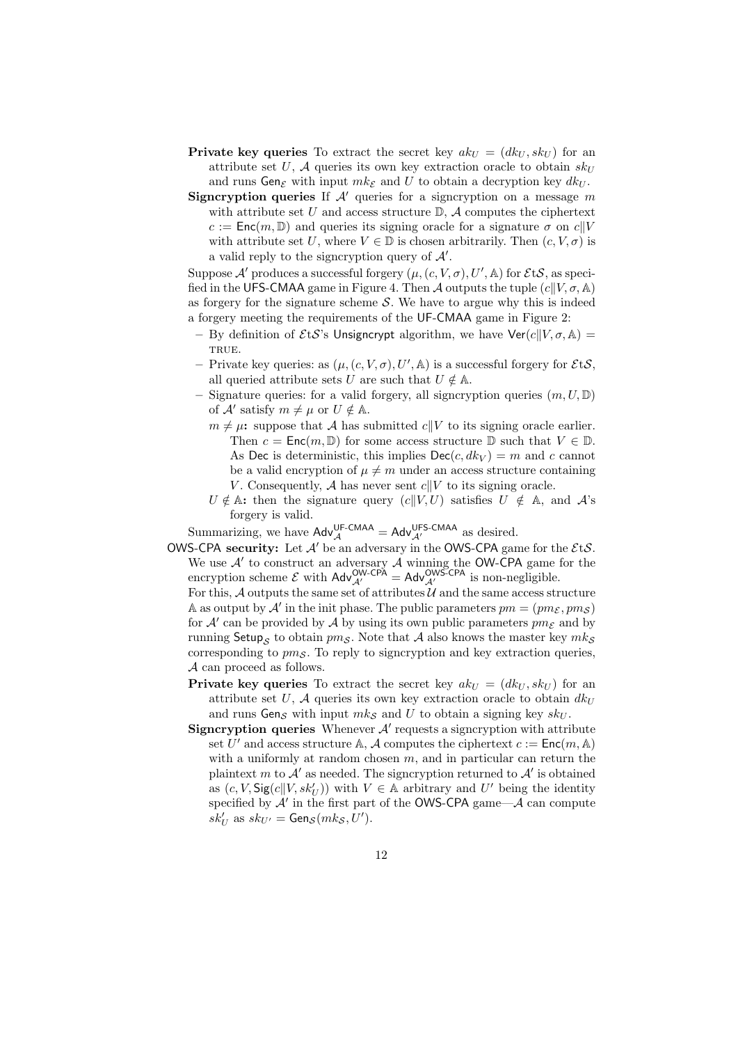**Private key queries** To extract the secret key $ak_U = (dk_U, sk_U)$ for an attribute set $U$, $\mathcal{A}$ queries its own key extraction oracle to obtain $sk_U$ and runs $\mathsf{Gen}_\mathcal{E}$ with input $mk_\mathcal{E}$ and $U$ to obtain a decryption key $dk_U$.

**Signcryption queries** If $\mathcal{A}'$ queries for a signcryption on a message $m$ with attribute set $U$ and access structure $\mathbb{D}$, $\mathcal{A}$ computes the ciphertext $c := \mathsf{Enc}(m, \mathbb{D})$ and queries its signing oracle for a signature $\sigma$ on $c \| V$ with attribute set $U$, where $V \in \mathbb{D}$ is chosen arbitrarily. Then $(c, V, \sigma)$ is a valid reply to the signcryption query of $\mathcal{A}'$.

Suppose $\mathcal{A}'$ produces a successful forgery $(\mu, (c, V, \sigma), U', \mathbb{A})$ for $\mathcal{E}\mathrm{t}\mathcal{S}$, as specified in the UFS-CMAA game in Figure 4. Then $\mathcal{A}$ outputs the tuple $(c\|V, \sigma, \mathbb{A})$ as forgery for the signature scheme $\mathcal{S}$. We have to argue why this is indeed a forgery meeting the requirements of the UF-CMAA game in Figure 2:

- By definition of $\mathcal{E}\mathrm{t}\mathcal{S}$'s Unsigncrypt algorithm, we have $\mathsf{Ver}(c\|V, \sigma, \mathbb{A}) =$ TRUE.
- Private key queries: as $(\mu, (c, V, \sigma), U', \mathbb{A})$ is a successful forgery for $\mathcal{E}\mathrm{t}\mathcal{S}$, all queried attribute sets $U$ are such that $U \notin \mathbb{A}$.
- Signature queries: for a valid forgery, all signcryption queries $(m, U, \mathbb{D})$ of $\mathcal{A}'$ satisfy $m \neq \mu$ or $U \notin \mathbb{A}$.
  - **$m \neq \mu$:** suppose that $\mathcal{A}$ has submitted $c\|V$ to its signing oracle earlier. Then $c = \mathsf{Enc}(m, \mathbb{D})$ for some access structure $\mathbb{D}$ such that $V \in \mathbb{D}$. As Dec is deterministic, this implies $\mathsf{Dec}(c, dk_V) = m$ and $c$ cannot be a valid encryption of $\mu \neq m$ under an access structure containing $V$. Consequently, $\mathcal{A}$ has never sent $c\|V$ to its signing oracle.
  - **$U \notin \mathbb{A}$:** then the signature query $(c\|V, U)$ satisfies $U \notin \mathbb{A}$, and $\mathcal{A}$'s forgery is valid.

Summarizing, we have $\mathsf{Adv}_\mathcal{A}^{\mathsf{UF\text{-}CMAA}} = \mathsf{Adv}_{\mathcal{A}'}^{\mathsf{UFS\text{-}CMAA}}$ as desired.

**OWS-CPA security:** Let $\mathcal{A}'$ be an adversary in the OWS-CPA game for the $\mathcal{E}\mathrm{t}\mathcal{S}$. We use $\mathcal{A}'$ to construct an adversary $\mathcal{A}$ winning the OW-CPA game for the encryption scheme $\mathcal{E}$ with $\mathsf{Adv}_{\mathcal{A}'}^{\mathsf{OW\text{-}CPA}} = \mathsf{Adv}_{\mathcal{A}'}^{\mathsf{OWS\text{-}CPA}}$ is non-negligible.

For this, $\mathcal{A}$ outputs the same set of attributes $\mathcal{U}$ and the same access structure $\mathbb{A}$ as output by $\mathcal{A}'$ in the init phase. The public parameters $pm = (pm_\mathcal{E}, pm_\mathcal{S})$ for $\mathcal{A}'$ can be provided by $\mathcal{A}$ by using its own public parameters $pm_\mathcal{E}$ and by running $\mathsf{Setup}_\mathcal{S}$ to obtain $pm_\mathcal{S}$. Note that $\mathcal{A}$ also knows the master key $mk_\mathcal{S}$ corresponding to $pm_\mathcal{S}$. To reply to signcryption and key extraction queries, $\mathcal{A}$ can proceed as follows.

**Private key queries** To extract the secret key $ak_U = (dk_U, sk_U)$ for an attribute set $U$, $\mathcal{A}$ queries its own key extraction oracle to obtain $dk_U$ and runs $\mathsf{Gen}_\mathcal{S}$ with input $mk_\mathcal{S}$ and $U$ to obtain a signing key $sk_U$.

**Signcryption queries** Whenever $\mathcal{A}'$ requests a signcryption with attribute set $U'$ and access structure $\mathbb{A}$, $\mathcal{A}$ computes the ciphertext $c := \mathsf{Enc}(m, \mathbb{A})$ with a uniformly at random chosen $m$, and in particular can return the plaintext $m$ to $\mathcal{A}'$ as needed. The signcryption returned to $\mathcal{A}'$ is obtained as $(c, V, \mathsf{Sig}(c\|V, sk'_U))$ with $V \in \mathbb{A}$ arbitrary and $U'$ being the identity specified by $\mathcal{A}'$ in the first part of the OWS-CPA game—$\mathcal{A}$ can compute $sk'_U$ as $sk_{U'} = \mathsf{Gen}_\mathcal{S}(mk_\mathcal{S}, U')$.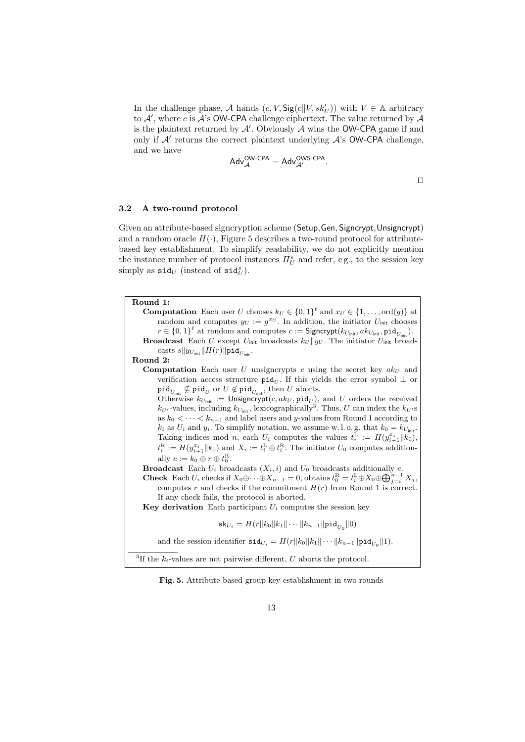In the challenge phase, $\mathcal{A}$ hands $(c, V, \mathsf{Sig}(c \| V, sk'_U))$ with $V \in \mathbb{A}$ arbitrary to $\mathcal{A}'$, where $c$ is $\mathcal{A}$'s OW-CPA challenge ciphertext. The value returned by $\mathcal{A}$ is the plaintext returned by $\mathcal{A}'$. Obviously $\mathcal{A}$ wins the OW-CPA game if and only if $\mathcal{A}'$ returns the correct plaintext underlying $\mathcal{A}$'s OW-CPA challenge, and we have

$$\mathsf{Adv}_{\mathcal{A}}^{\mathsf{OW\text{-}CPA}} = \mathsf{Adv}_{\mathcal{A}'}^{\mathsf{OWS\text{-}CPA}}.$$

□

### 3.2 A two-round protocol

Given an attribute-based signcryption scheme ($\mathsf{Setup}, \mathsf{Gen}, \mathsf{Signcrypt}, \mathsf{Unsigncrypt}$) and a random oracle $H(\cdot)$, Figure 5 describes a two-round protocol for attribute-based key establishment. To simplify readability, we do not explicitly mention the instance number of protocol instances $\Pi_U^s$ and refer, e.g., to the session key simply as $\mathtt{sid}_U$ (instead of $\mathtt{sid}_U^s$).

**Round 1:**

**Computation** Each user $U$ chooses $k_U \in \{0,1\}^\ell$ and $x_U \in \{1, \ldots, \mathrm{ord}(g)\}$ at random and computes $y_U := g^{x_U}$. In addition, the initiator $U_{\mathsf{init}}$ chooses $r \in \{0,1\}^\ell$ at random and computes $c := \mathsf{Signcrypt}(k_{U_{\mathsf{init}}}, ak_{U_{\mathsf{init}}}, \mathtt{pid}_{U_{\mathsf{init}}})$.

**Broadcast** Each $U$ except $U_{\mathsf{init}}$ broadcasts $k_U \| y_U$. The initiator $U_{\mathsf{init}}$ broadcasts $s \| y_{U_{\mathsf{init}}} \| H(r) \| \mathtt{pid}_{U_{\mathsf{init}}}$.

**Round 2:**

**Computation** Each user $U$ unsigncrypts $c$ using the secret key $ak_U$ and verification access structure $\mathtt{pid}_U$. If this yields the error symbol $\perp$ or $\mathtt{pid}_{U_{\mathsf{init}}} \not\subseteq \mathtt{pid}_U$ or $U \notin \mathtt{pid}_{U_{\mathsf{init}}}$, then $U$ aborts.
Otherwise $k_{U_{\mathsf{init}}} := \mathsf{Unsigncrypt}(c, ak_U, \mathtt{pid}_U)$, and $U$ orders the received $k_{U'}$-values, including $k_{U_{\mathsf{init}}}$, lexicographically[3]. Thus, $U$ can index the $k_{U'}$s as $k_0 < \cdots < k_{n-1}$ and label users and $y$-values from Round 1 according to $k_i$ as $U_i$ and $y_i$. To simplify notation, we assume w.l.o.g. that $k_0 = k_{U_{\mathsf{init}}}$. Taking indices mod $n$, each $U_i$ computes the values $t_i^{\mathrm{L}} := H(y_{i-1}^{x_i} \| k_0)$, $t_i^{\mathrm{R}} := H(y_{i+1}^{x_i} \| k_0)$ and $X_i := t_i^{\mathrm{L}} \oplus t_i^{\mathrm{R}}$. The initiator $U_0$ computes additionally $e := k_0 \oplus r \oplus t_0^{\mathrm{R}}$.

**Broadcast** Each $U_i$ broadcasts $(X_i, i)$ and $U_0$ broadcasts additionally $e$.

**Check** Each $U_i$ checks if $X_0 \oplus \cdots \oplus X_{n-1} = 0$, obtains $t_0^{\mathrm{R}} = t_i^{\mathrm{L}} \oplus X_0 \oplus \bigoplus_{j=i}^{n-1} X_j$, computes $r$ and checks if the commitment $H(r)$ from Round 1 is correct. If any check fails, the protocol is aborted.

**Key derivation** Each participant $U_i$ computes the session key

$$\mathtt{sk}_{U_i} = H(r \| k_0 \| k_1 \| \cdots \| k_{n-1} \| \mathtt{pid}_{U_0} \| 0)$$

and the session identifier $\mathtt{sid}_{U_i} = H(r \| k_0 \| k_1 \| \cdots \| k_{n-1} \| \mathtt{pid}_{U_0} \| 1)$.

[3] If the $k_i$-values are not pairwise different, $U$ aborts the protocol.

**Fig. 5.** Attribute based group key establishment in two rounds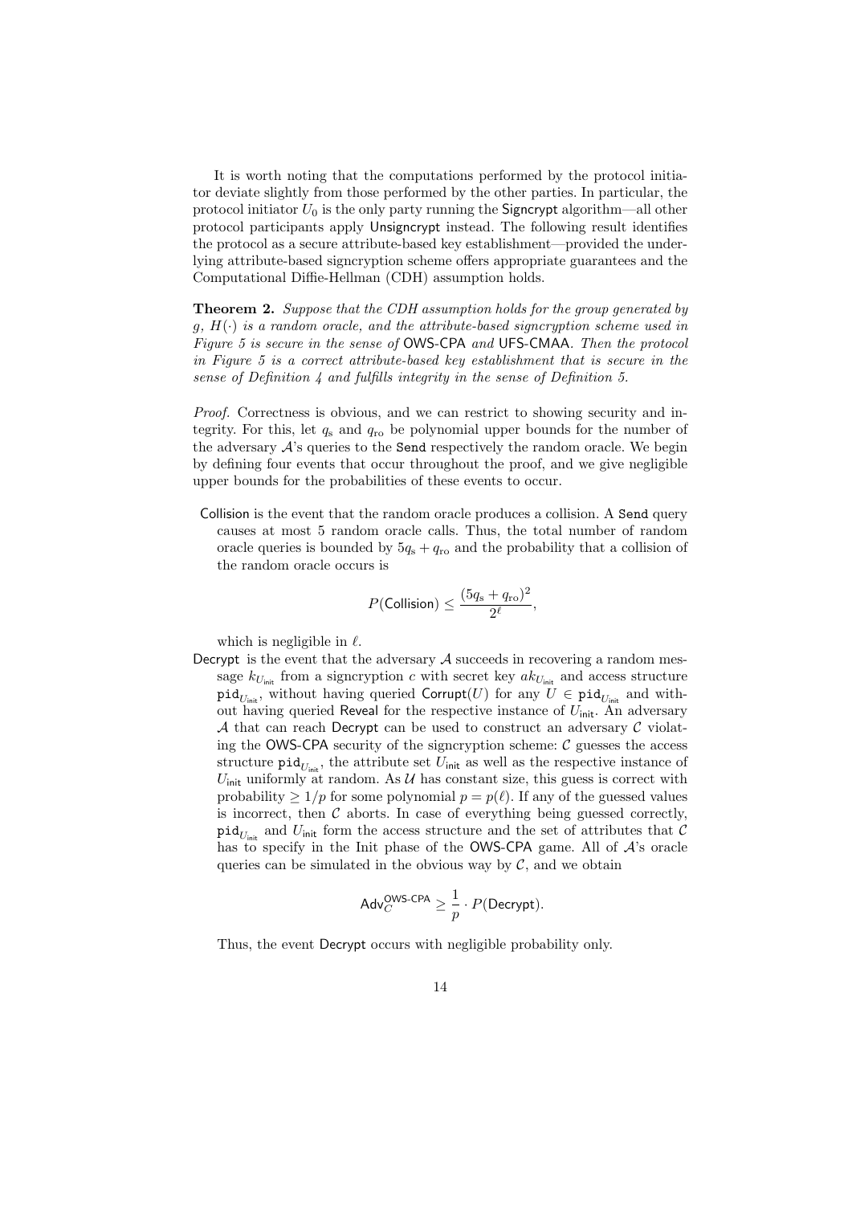It is worth noting that the computations performed by the protocol initiator deviate slightly from those performed by the other parties. In particular, the protocol initiator $U_0$ is the only party running the Signcrypt algorithm—all other protocol participants apply Unsigncrypt instead. The following result identifies the protocol as a secure attribute-based key establishment—provided the underlying attribute-based signcryption scheme offers appropriate guarantees and the Computational Diffie-Hellman (CDH) assumption holds.

**Theorem 2.** *Suppose that the CDH assumption holds for the group generated by $g$, $H(\cdot)$ is a random oracle, and the attribute-based signcryption scheme used in Figure 5 is secure in the sense of* OWS-CPA *and* UFS-CMAA*. Then the protocol in Figure 5 is a correct attribute-based key establishment that is secure in the sense of Definition 4 and fulfills integrity in the sense of Definition 5.*

*Proof.* Correctness is obvious, and we can restrict to showing security and integrity. For this, let $q_s$ and $q_{ro}$ be polynomial upper bounds for the number of the adversary $\mathcal{A}$'s queries to the `Send` respectively the random oracle. We begin by defining four events that occur throughout the proof, and we give negligible upper bounds for the probabilities of these events to occur.

Collision is the event that the random oracle produces a collision. A `Send` query causes at most 5 random oracle calls. Thus, the total number of random oracle queries is bounded by $5q_s + q_{ro}$ and the probability that a collision of the random oracle occurs is

$$P(\mathsf{Collision}) \leq \frac{(5q_s + q_{ro})^2}{2^\ell},$$

which is negligible in $\ell$.

Decrypt is the event that the adversary $\mathcal{A}$ succeeds in recovering a random message $k_{U_{\mathsf{init}}}$ from a signcryption $c$ with secret key $ak_{U_{\mathsf{init}}}$ and access structure $\mathtt{pid}_{U_{\mathsf{init}}}$, without having queried $\mathsf{Corrupt}(U)$ for any $U \in \mathtt{pid}_{U_{\mathsf{init}}}$ and without having queried Reveal for the respective instance of $U_{\mathsf{init}}$. An adversary $\mathcal{A}$ that can reach Decrypt can be used to construct an adversary $\mathcal{C}$ violating the OWS-CPA security of the signcryption scheme: $\mathcal{C}$ guesses the access structure $\mathtt{pid}_{U_{\mathsf{init}}}$, the attribute set $U_{\mathsf{init}}$ as well as the respective instance of $U_{\mathsf{init}}$ uniformly at random. As $\mathcal{U}$ has constant size, this guess is correct with probability $\geq 1/p$ for some polynomial $p = p(\ell)$. If any of the guessed values is incorrect, then $\mathcal{C}$ aborts. In case of everything being guessed correctly, $\mathtt{pid}_{U_{\mathsf{init}}}$ and $U_{\mathsf{init}}$ form the access structure and the set of attributes that $\mathcal{C}$ has to specify in the Init phase of the OWS-CPA game. All of $\mathcal{A}$'s oracle queries can be simulated in the obvious way by $\mathcal{C}$, and we obtain

$$\mathsf{Adv}_{C}^{\mathsf{OWS\text{-}CPA}} \geq \frac{1}{p} \cdot P(\mathsf{Decrypt}).$$

Thus, the event Decrypt occurs with negligible probability only.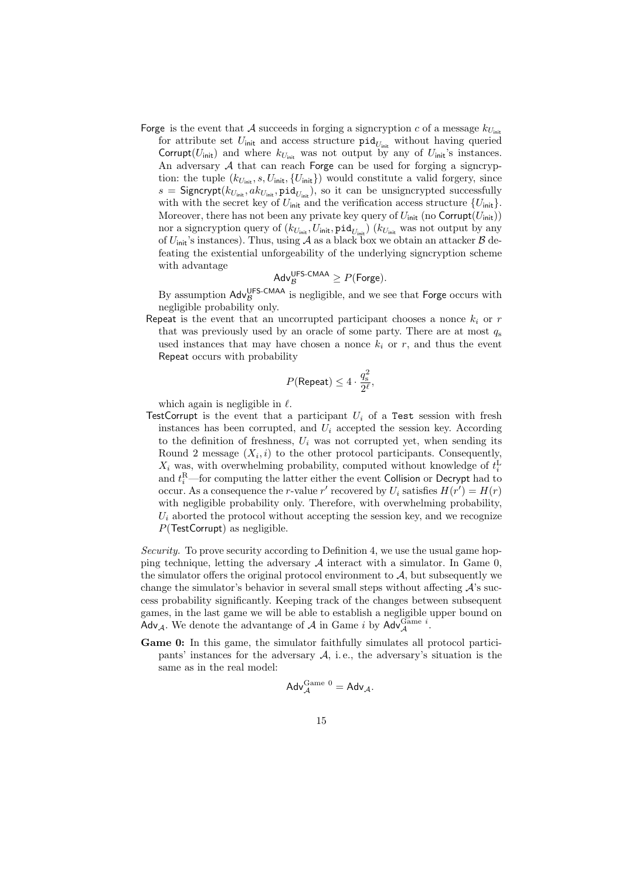**Forge** is the event that $\mathcal{A}$ succeeds in forging a signcryption $c$ of a message $k_{U_{\mathsf{init}}}$ for attribute set $U_{\mathsf{init}}$ and access structure $\mathtt{pid}_{U_{\mathsf{init}}}$ without having queried $\mathsf{Corrupt}(U_{\mathsf{init}})$ and where $k_{U_{\mathsf{init}}}$ was not output by any of $U_{\mathsf{init}}$'s instances. An adversary $\mathcal{A}$ that can reach $\mathsf{Forge}$ can be used for forging a signcryption: the tuple $(k_{U_{\mathsf{init}}}, s, U_{\mathsf{init}}, \{U_{\mathsf{init}}\})$ would constitute a valid forgery, since $s = \mathsf{Signcrypt}(k_{U_{\mathsf{init}}}, ak_{U_{\mathsf{init}}}, \mathtt{pid}_{U_{\mathsf{init}}})$, so it can be unsigncrypted successfully with with the secret key of $U_{\mathsf{init}}$ and the verification access structure $\{U_{\mathsf{init}}\}$. Moreover, there has not been any private key query of $U_{\mathsf{init}}$ (no $\mathsf{Corrupt}(U_{\mathsf{init}})$) nor a signcryption query of $(k_{U_{\mathsf{init}}}, U_{\mathsf{init}}, \mathtt{pid}_{U_{\mathsf{init}}})$ ($k_{U_{\mathsf{init}}}$ was not output by any of $U_{\mathsf{init}}$'s instances). Thus, using $\mathcal{A}$ as a black box we obtain an attacker $\mathcal{B}$ defeating the existential unforgeability of the underlying signcryption scheme with advantage

$$\mathsf{Adv}_{\mathcal{B}}^{\mathsf{UFS\text{-}CMAA}} \geq P(\mathsf{Forge}).$$

By assumption $\mathsf{Adv}_{\mathcal{B}}^{\mathsf{UFS\text{-}CMAA}}$ is negligible, and we see that $\mathsf{Forge}$ occurs with negligible probability only.

**Repeat** is the event that an uncorrupted participant chooses a nonce $k_i$ or $r$ that was previously used by an oracle of some party. There are at most $q_s$ used instances that may have chosen a nonce $k_i$ or $r$, and thus the event $\mathsf{Repeat}$ occurs with probability

$$P(\mathsf{Repeat}) \leq 4 \cdot \frac{q_s^2}{2^\ell},$$

which again is negligible in $\ell$.

**TestCorrupt** is the event that a participant $U_i$ of a $\mathtt{Test}$ session with fresh instances has been corrupted, and $U_i$ accepted the session key. According to the definition of freshness, $U_i$ was not corrupted yet, when sending its Round 2 message $(X_i, i)$ to the other protocol participants. Consequently, $X_i$ was, with overwhelming probability, computed without knowledge of $t_i^{\mathrm{L}}$ and $t_i^{\mathrm{R}}$—for computing the latter either the event $\mathsf{Collision}$ or $\mathsf{Decrypt}$ had to occur. As a consequence the $r$-value $r'$ recovered by $U_i$ satisfies $H(r') = H(r)$ with negligible probability only. Therefore, with overwhelming probability, $U_i$ aborted the protocol without accepting the session key, and we recognize $P(\mathsf{TestCorrupt})$ as negligible.

*Security.* To prove security according to Definition 4, we use the usual game hopping technique, letting the adversary $\mathcal{A}$ interact with a simulator. In Game 0, the simulator offers the original protocol environment to $\mathcal{A}$, but subsequently we change the simulator's behavior in several small steps without affecting $\mathcal{A}$'s success probability significantly. Keeping track of the changes between subsequent games, in the last game we will be able to establish a negligible upper bound on $\mathsf{Adv}_{\mathcal{A}}$. We denote the advantange of $\mathcal{A}$ in Game $i$ by $\mathsf{Adv}_{\mathcal{A}}^{\text{Game } i}$.

**Game 0:** In this game, the simulator faithfully simulates all protocol participants' instances for the adversary $\mathcal{A}$, i. e., the adversary's situation is the same as in the real model:

$$\mathsf{Adv}_{\mathcal{A}}^{\text{Game } 0} = \mathsf{Adv}_{\mathcal{A}}.$$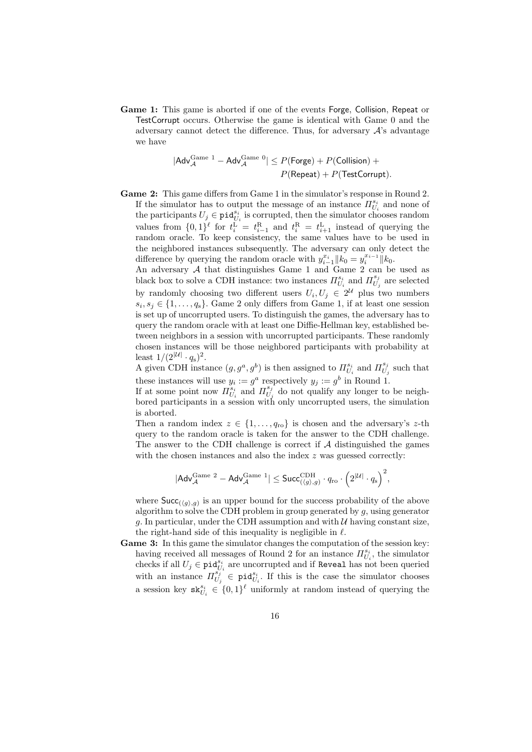**Game 1:** This game is aborted if one of the events Forge, Collision, Repeat or TestCorrupt occurs. Otherwise the game is identical with Game 0 and the adversary cannot detect the difference. Thus, for adversary $\mathcal{A}$'s advantage we have

$$|\mathsf{Adv}_{\mathcal{A}}^{\text{Game 1}} - \mathsf{Adv}_{\mathcal{A}}^{\text{Game 0}}| \leq P(\mathsf{Forge}) + P(\mathsf{Collision}) + P(\mathsf{Repeat}) + P(\mathsf{TestCorrupt}).$$

**Game 2:** This game differs from Game 1 in the simulator's response in Round 2. If the simulator has to output the message of an instance $\Pi_{U_i}^{s_i}$ and none of the participants $U_j \in \mathtt{pid}_{U_i}^{s_i}$ is corrupted, then the simulator chooses random values from $\{0,1\}^\ell$ for $t_i^{\mathrm{L}} = t_{i-1}^{\mathrm{R}}$ and $t_i^{\mathrm{R}} = t_{i+1}^{\mathrm{L}}$ instead of querying the random oracle. To keep consistency, the same values have to be used in the neighbored instances subsequently. The adversary can only detect the difference by querying the random oracle with $y_{i-1}^{x_i}\|k_0 = y_i^{x_{i-1}}\|k_0$.
An adversary $\mathcal{A}$ that distinguishes Game 1 and Game 2 can be used as black box to solve a CDH instance: two instances $\Pi_{U_i}^{s_i}$ and $\Pi_{U_j}^{s_j}$ are selected by randomly choosing two different users $U_i, U_j \in 2^{\mathcal{U}}$ plus two numbers $s_i, s_j \in \{1, \ldots, q_{\mathrm{s}}\}$. Game 2 only differs from Game 1, if at least one session is set up of uncorrupted users. To distinguish the games, the adversary has to query the random oracle with at least one Diffie-Hellman key, established between neighbors in a session with uncorrupted participants. These randomly chosen instances will be those neighbored participants with probability at least $1/(2^{|\mathcal{U}|} \cdot q_{\mathrm{s}})^2$.
A given CDH instance $(g, g^a, g^b)$ is then assigned to $\Pi_{U_i}^{s_i}$ and $\Pi_{U_j}^{s_j}$ such that these instances will use $y_i := g^a$ respectively $y_j := g^b$ in Round 1.
If at some point now $\Pi_{U_i}^{s_i}$ and $\Pi_{U_j}^{s_j}$ do not qualify any longer to be neighbored participants in a session with only uncorrupted users, the simulation is aborted.
Then a random index $z \in \{1, \ldots, q_{\mathrm{ro}}\}$ is chosen and the adversary's $z$-th query to the random oracle is taken for the answer to the CDH challenge. The answer to the CDH challenge is correct if $\mathcal{A}$ distinguished the games with the chosen instances and also the index $z$ was guessed correctly:

$$|\mathsf{Adv}_{\mathcal{A}}^{\text{Game 2}} - \mathsf{Adv}_{\mathcal{A}}^{\text{Game 1}}| \leq \mathsf{Succ}_{(\langle g \rangle, g)}^{\text{CDH}} \cdot q_{\mathrm{ro}} \cdot \left(2^{|\mathcal{U}|} \cdot q_{\mathrm{s}}\right)^2,$$

where $\mathsf{Succ}_{(\langle g \rangle, g)}$ is an upper bound for the success probability of the above algorithm to solve the CDH problem in group generated by $g$, using generator $g$. In particular, under the CDH assumption and with $\mathcal{U}$ having constant size, the right-hand side of this inequality is negligible in $\ell$.

**Game 3:** In this game the simulator changes the computation of the session key: having received all messages of Round 2 for an instance $\Pi_{U_i}^{s_i}$, the simulator checks if all $U_j \in \mathtt{pid}_{U_i}^{s_i}$ are uncorrupted and if Reveal has not been queried with an instance $\Pi_{U_j}^{s_j} \in \mathtt{pid}_{U_i}^{s_i}$. If this is the case the simulator chooses a session key $\mathtt{sk}_{U_i}^{s_i} \in \{0,1\}^\ell$ uniformly at random instead of querying the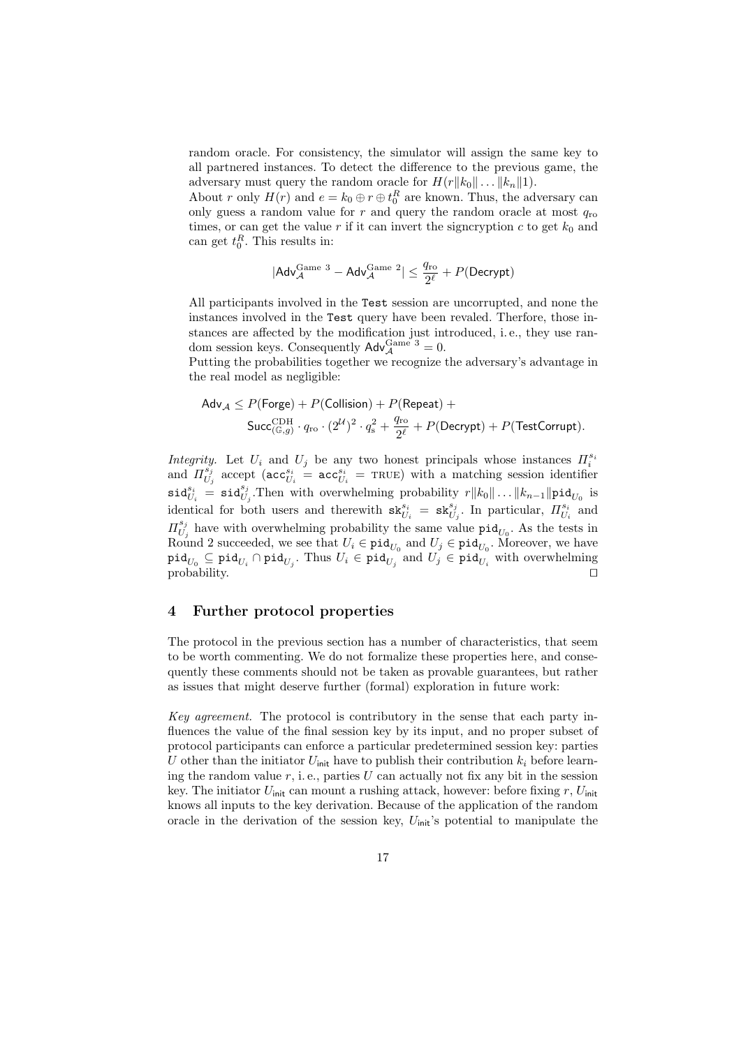random oracle. For consistency, the simulator will assign the same key to all partnered instances. To detect the difference to the previous game, the adversary must query the random oracle for $H(r\|k_0\|\dots\|k_n\|1)$.

About $r$ only $H(r)$ and $e = k_0 \oplus r \oplus t_0^R$ are known. Thus, the adversary can only guess a random value for $r$ and query the random oracle at most $q_{\mathrm{ro}}$ times, or can get the value $r$ if it can invert the signcryption $c$ to get $k_0$ and can get $t_0^R$. This results in:

$$|\mathsf{Adv}_{\mathcal{A}}^{\text{Game 3}} - \mathsf{Adv}_{\mathcal{A}}^{\text{Game 2}}| \leq \frac{q_{\mathrm{ro}}}{2^\ell} + P(\mathsf{Decrypt})$$

All participants involved in the `Test` session are uncorrupted, and none the instances involved in the `Test` query have been revaled. Therfore, those instances are affected by the modification just introduced, i. e., they use random session keys. Consequently $\mathsf{Adv}_{\mathcal{A}}^{\text{Game 3}} = 0$.

Putting the probabilities together we recognize the adversary's advantage in the real model as negligible:

$$\begin{aligned}\mathsf{Adv}_{\mathcal{A}} \leq\ & P(\mathsf{Forge}) + P(\mathsf{Collision}) + P(\mathsf{Repeat}) + \\ & \mathsf{Succ}_{(\mathbb{G},g)}^{\mathrm{CDH}} \cdot q_{\mathrm{ro}} \cdot (2^{\mathcal{U}})^2 \cdot q_{\mathrm{s}}^2 + \frac{q_{\mathrm{ro}}}{2^\ell} + P(\mathsf{Decrypt}) + P(\mathsf{TestCorrupt}).\end{aligned}$$

*Integrity.* Let $U_i$ and $U_j$ be any two honest principals whose instances $\Pi_i^{s_i}$ and $\Pi_{U_j}^{s_j}$ accept ($\mathtt{acc}_{U_i}^{s_i} = \mathtt{acc}_{U_i}^{s_i} = \text{TRUE}$) with a matching session identifier $\mathtt{sid}_{U_i}^{s_i} = \mathtt{sid}_{U_j}^{s_j}$.Then with overwhelming probability $r\|k_0\|\dots\|k_{n-1}\|\mathtt{pid}_{U_0}$ is identical for both users and therewith $\mathtt{sk}_{U_i}^{s_i} = \mathtt{sk}_{U_j}^{s_j}$. In particular, $\Pi_{U_i}^{s_i}$ and $\Pi_{U_j}^{s_j}$ have with overwhelming probability the same value $\mathtt{pid}_{U_0}$. As the tests in Round 2 succeeded, we see that $U_i \in \mathtt{pid}_{U_0}$ and $U_j \in \mathtt{pid}_{U_0}$. Moreover, we have $\mathtt{pid}_{U_0} \subseteq \mathtt{pid}_{U_i} \cap \mathtt{pid}_{U_j}$. Thus $U_i \in \mathtt{pid}_{U_j}$ and $U_j \in \mathtt{pid}_{U_i}$ with overwhelming probability. □

## 4 Further protocol properties

The protocol in the previous section has a number of characteristics, that seem to be worth commenting. We do not formalize these properties here, and consequently these comments should not be taken as provable guarantees, but rather as issues that might deserve further (formal) exploration in future work:

*Key agreement.* The protocol is contributory in the sense that each party influences the value of the final session key by its input, and no proper subset of protocol participants can enforce a particular predetermined session key: parties $U$ other than the initiator $U_{\mathsf{init}}$ have to publish their contribution $k_i$ before learning the random value $r$, i. e., parties $U$ can actually not fix any bit in the session key. The initiator $U_{\mathsf{init}}$ can mount a rushing attack, however: before fixing $r$, $U_{\mathsf{init}}$ knows all inputs to the key derivation. Because of the application of the random oracle in the derivation of the session key, $U_{\mathsf{init}}$'s potential to manipulate the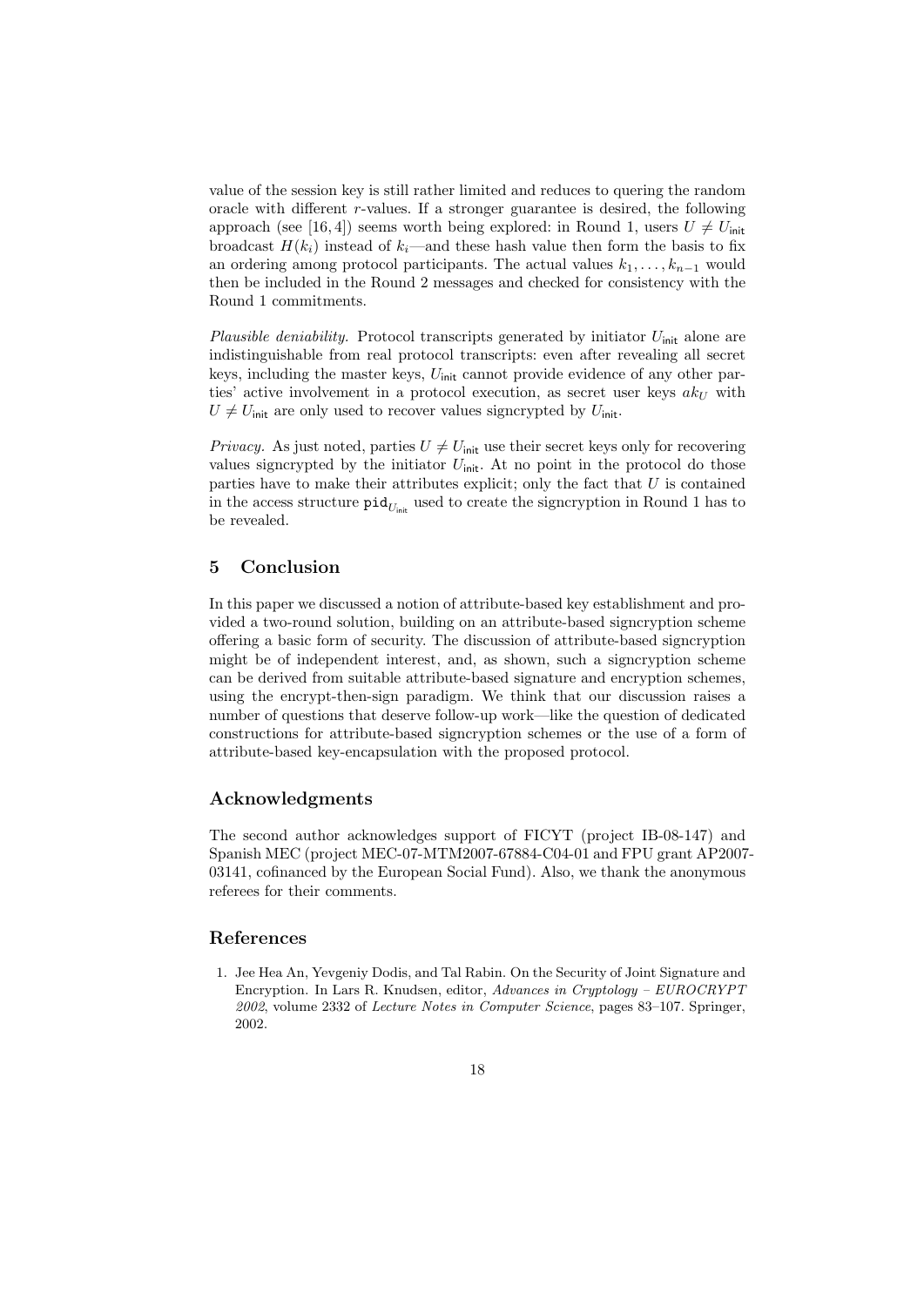value of the session key is still rather limited and reduces to quering the random oracle with different $r$-values. If a stronger guarantee is desired, the following approach (see [16, 4]) seems worth being explored: in Round 1, users $U \neq U_{\mathsf{init}}$ broadcast $H(k_i)$ instead of $k_i$—and these hash value then form the basis to fix an ordering among protocol participants. The actual values $k_1, \dots, k_{n-1}$ would then be included in the Round 2 messages and checked for consistency with the Round 1 commitments.

*Plausible deniability.* Protocol transcripts generated by initiator $U_{\mathsf{init}}$ alone are indistinguishable from real protocol transcripts: even after revealing all secret keys, including the master keys, $U_{\mathsf{init}}$ cannot provide evidence of any other parties' active involvement in a protocol execution, as secret user keys $ak_U$ with $U \neq U_{\mathsf{init}}$ are only used to recover values signcrypted by $U_{\mathsf{init}}$.

*Privacy.* As just noted, parties $U \neq U_{\mathsf{init}}$ use their secret keys only for recovering values signcrypted by the initiator $U_{\mathsf{init}}$. At no point in the protocol do those parties have to make their attributes explicit; only the fact that $U$ is contained in the access structure $\mathtt{pid}_{U_{\mathsf{init}}}$ used to create the signcryption in Round 1 has to be revealed.

## 5 Conclusion

In this paper we discussed a notion of attribute-based key establishment and provided a two-round solution, building on an attribute-based signcryption scheme offering a basic form of security. The discussion of attribute-based signcryption might be of independent interest, and, as shown, such a signcryption scheme can be derived from suitable attribute-based signature and encryption schemes, using the encrypt-then-sign paradigm. We think that our discussion raises a number of questions that deserve follow-up work—like the question of dedicated constructions for attribute-based signcryption schemes or the use of a form of attribute-based key-encapsulation with the proposed protocol.

## Acknowledgments

The second author acknowledges support of FICYT (project IB-08-147) and Spanish MEC (project MEC-07-MTM2007-67884-C04-01 and FPU grant AP2007-03141, cofinanced by the European Social Fund). Also, we thank the anonymous referees for their comments.

## References

1. Jee Hea An, Yevgeniy Dodis, and Tal Rabin. On the Security of Joint Signature and Encryption. In Lars R. Knudsen, editor, *Advances in Cryptology – EUROCRYPT 2002*, volume 2332 of *Lecture Notes in Computer Science*, pages 83–107. Springer, 2002.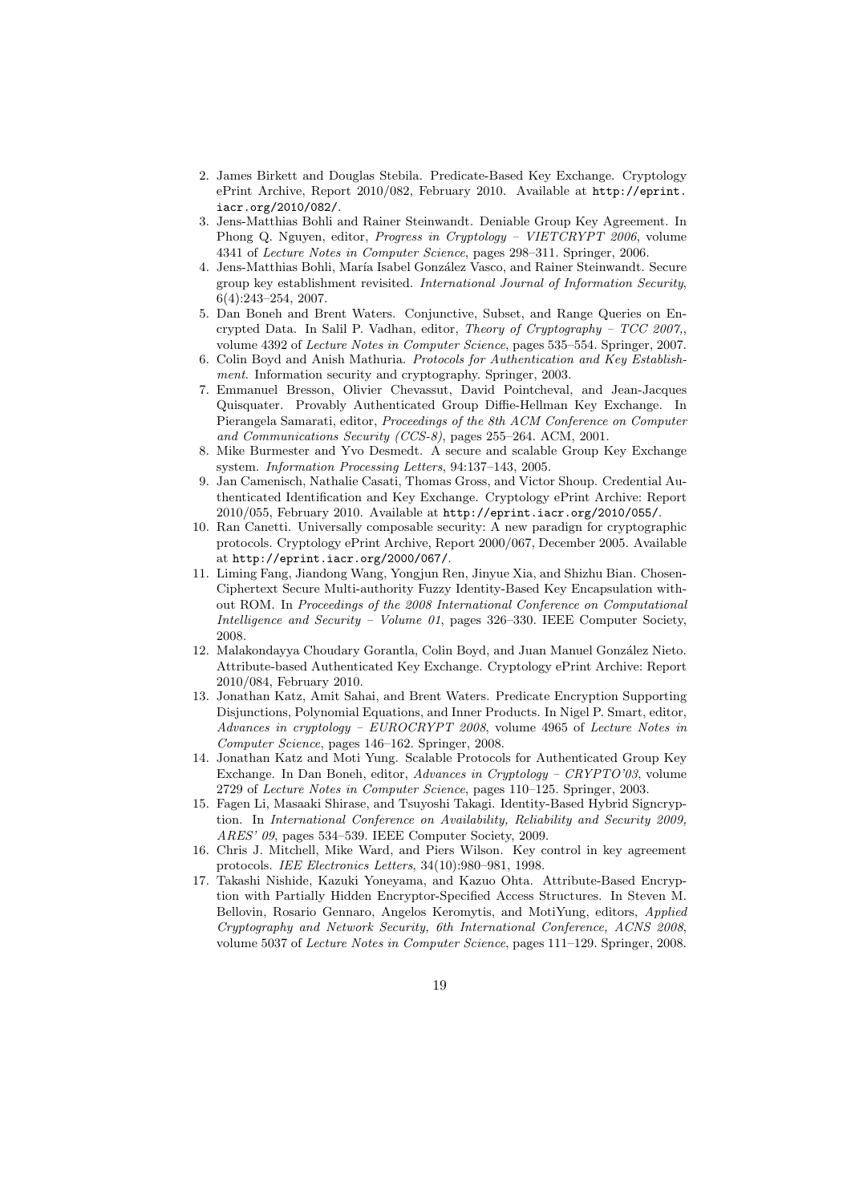2. James Birkett and Douglas Stebila. Predicate-Based Key Exchange. Cryptology ePrint Archive, Report 2010/082, February 2010. Available at http://eprint.iacr.org/2010/082/.
3. Jens-Matthias Bohli and Rainer Steinwandt. Deniable Group Key Agreement. In Phong Q. Nguyen, editor, *Progress in Cryptology – VIETCRYPT 2006*, volume 4341 of *Lecture Notes in Computer Science*, pages 298–311. Springer, 2006.
4. Jens-Matthias Bohli, María Isabel González Vasco, and Rainer Steinwandt. Secure group key establishment revisited. *International Journal of Information Security*, 6(4):243–254, 2007.
5. Dan Boneh and Brent Waters. Conjunctive, Subset, and Range Queries on Encrypted Data. In Salil P. Vadhan, editor, *Theory of Cryptography – TCC 2007,*, volume 4392 of *Lecture Notes in Computer Science*, pages 535–554. Springer, 2007.
6. Colin Boyd and Anish Mathuria. *Protocols for Authentication and Key Establishment*. Information security and cryptography. Springer, 2003.
7. Emmanuel Bresson, Olivier Chevassut, David Pointcheval, and Jean-Jacques Quisquater. Provably Authenticated Group Diffie-Hellman Key Exchange. In Pierangela Samarati, editor, *Proceedings of the 8th ACM Conference on Computer and Communications Security (CCS-8)*, pages 255–264. ACM, 2001.
8. Mike Burmester and Yvo Desmedt. A secure and scalable Group Key Exchange system. *Information Processing Letters*, 94:137–143, 2005.
9. Jan Camenisch, Nathalie Casati, Thomas Gross, and Victor Shoup. Credential Authenticated Identification and Key Exchange. Cryptology ePrint Archive: Report 2010/055, February 2010. Available at http://eprint.iacr.org/2010/055/.
10. Ran Canetti. Universally composable security: A new paradign for cryptographic protocols. Cryptology ePrint Archive, Report 2000/067, December 2005. Available at http://eprint.iacr.org/2000/067/.
11. Liming Fang, Jiandong Wang, Yongjun Ren, Jinyue Xia, and Shizhu Bian. Chosen-Ciphertext Secure Multi-authority Fuzzy Identity-Based Key Encapsulation without ROM. In *Proceedings of the 2008 International Conference on Computational Intelligence and Security – Volume 01*, pages 326–330. IEEE Computer Society, 2008.
12. Malakondayya Choudary Gorantla, Colin Boyd, and Juan Manuel González Nieto. Attribute-based Authenticated Key Exchange. Cryptology ePrint Archive: Report 2010/084, February 2010.
13. Jonathan Katz, Amit Sahai, and Brent Waters. Predicate Encryption Supporting Disjunctions, Polynomial Equations, and Inner Products. In Nigel P. Smart, editor, *Advances in cryptology – EUROCRYPT 2008*, volume 4965 of *Lecture Notes in Computer Science*, pages 146–162. Springer, 2008.
14. Jonathan Katz and Moti Yung. Scalable Protocols for Authenticated Group Key Exchange. In Dan Boneh, editor, *Advances in Cryptology – CRYPTO'03*, volume 2729 of *Lecture Notes in Computer Science*, pages 110–125. Springer, 2003.
15. Fagen Li, Masaaki Shirase, and Tsuyoshi Takagi. Identity-Based Hybrid Signcryption. In *International Conference on Availability, Reliability and Security 2009, ARES' 09*, pages 534–539. IEEE Computer Society, 2009.
16. Chris J. Mitchell, Mike Ward, and Piers Wilson. Key control in key agreement protocols. *IEE Electronics Letters*, 34(10):980–981, 1998.
17. Takashi Nishide, Kazuki Yoneyama, and Kazuo Ohta. Attribute-Based Encryption with Partially Hidden Encryptor-Specified Access Structures. In Steven M. Bellovin, Rosario Gennaro, Angelos Keromytis, and MotiYung, editors, *Applied Cryptography and Network Security, 6th International Conference, ACNS 2008*, volume 5037 of *Lecture Notes in Computer Science*, pages 111–129. Springer, 2008.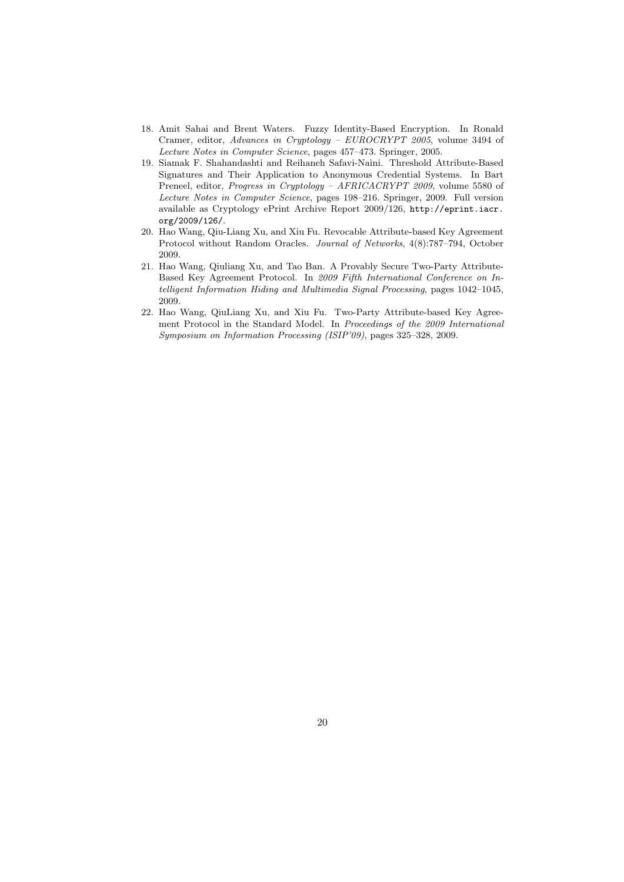18. Amit Sahai and Brent Waters. Fuzzy Identity-Based Encryption. In Ronald Cramer, editor, *Advances in Cryptology – EUROCRYPT 2005*, volume 3494 of *Lecture Notes in Computer Science*, pages 457–473. Springer, 2005.
19. Siamak F. Shahandashti and Reihaneh Safavi-Naini. Threshold Attribute-Based Signatures and Their Application to Anonymous Credential Systems. In Bart Preneel, editor, *Progress in Cryptology – AFRICACRYPT 2009*, volume 5580 of *Lecture Notes in Computer Science*, pages 198–216. Springer, 2009. Full version available as Cryptology ePrint Archive Report 2009/126, `http://eprint.iacr.org/2009/126/`.
20. Hao Wang, Qiu-Liang Xu, and Xiu Fu. Revocable Attribute-based Key Agreement Protocol without Random Oracles. *Journal of Networks*, 4(8):787–794, October 2009.
21. Hao Wang, Qiuliang Xu, and Tao Ban. A Provably Secure Two-Party Attribute-Based Key Agreement Protocol. In *2009 Fifth International Conference on Intelligent Information Hiding and Multimedia Signal Processing*, pages 1042–1045, 2009.
22. Hao Wang, QiuLiang Xu, and Xiu Fu. Two-Party Attribute-based Key Agreement Protocol in the Standard Model. In *Proceedings of the 2009 International Symposium on Information Processing (ISIP'09)*, pages 325–328, 2009.